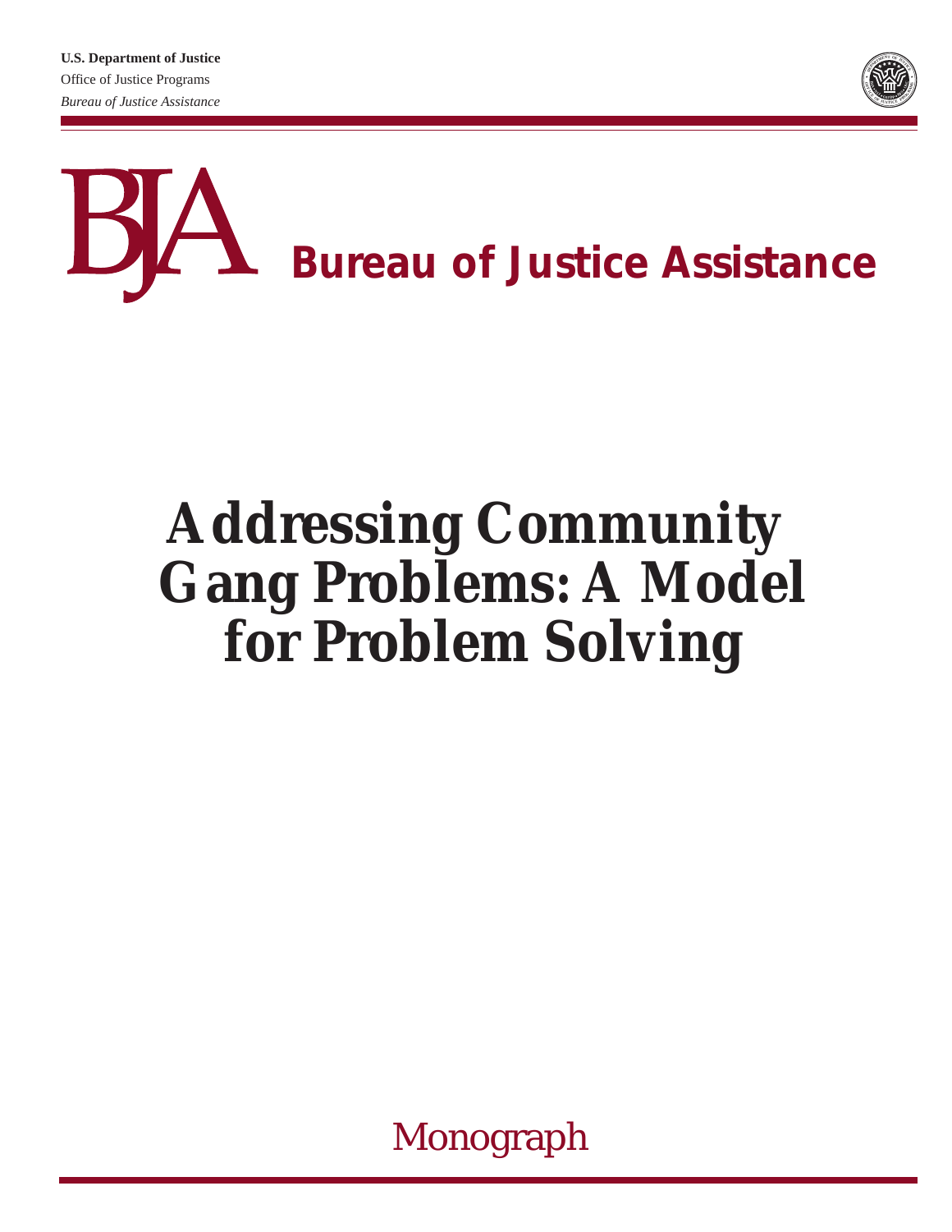**U.S. Department of Justice**
Office of Justice Programs
*Bureau of Justice Assistance*

BJA **Bureau of Justice Assistance**

# Addressing Community Gang Problems: A Model for Problem Solving

Monograph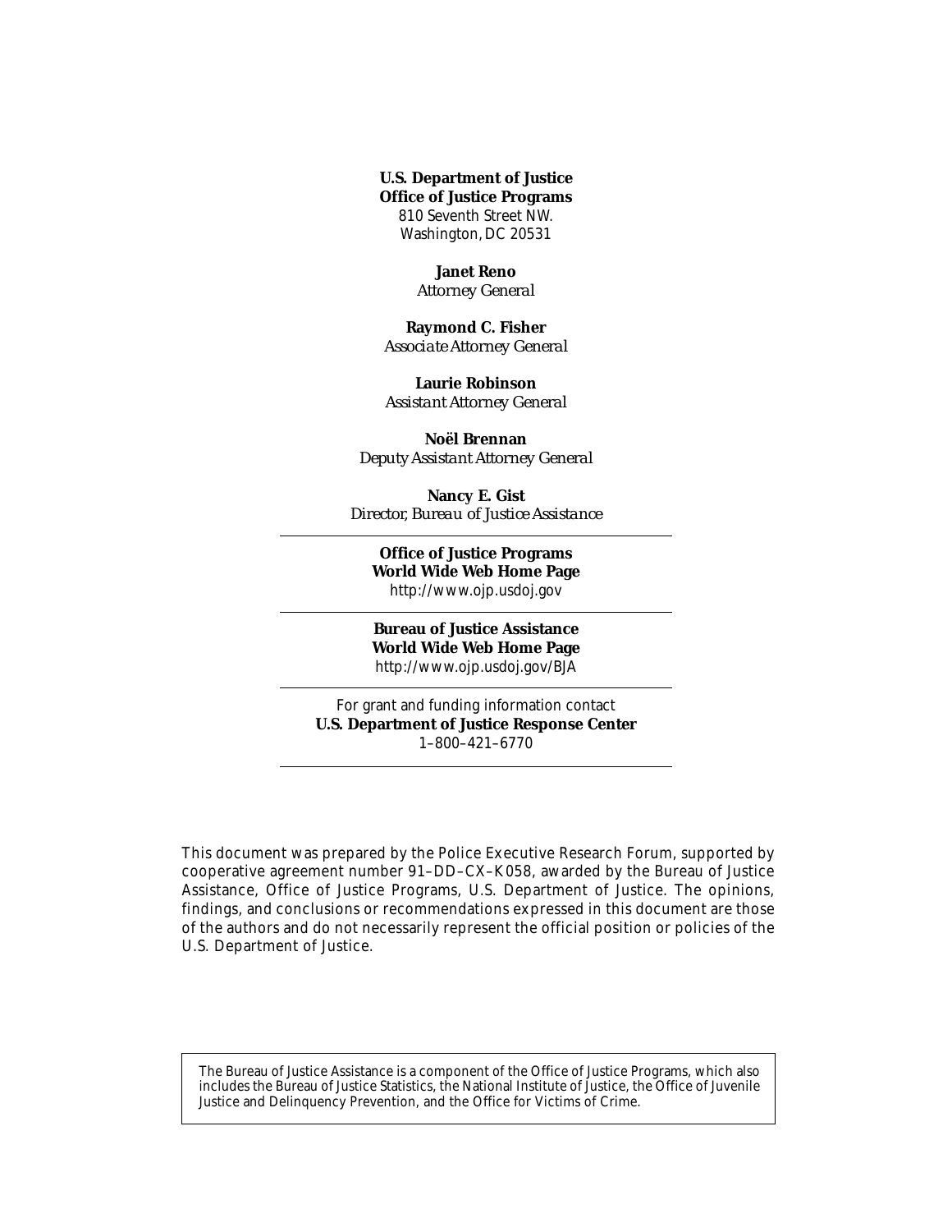**U.S. Department of Justice**
**Office of Justice Programs**
810 Seventh Street NW.
Washington, DC 20531

**Janet Reno**
*Attorney General*

**Raymond C. Fisher**
*Associate Attorney General*

**Laurie Robinson**
*Assistant Attorney General*

**Noël Brennan**
*Deputy Assistant Attorney General*

**Nancy E. Gist**
*Director, Bureau of Justice Assistance*

---

**Office of Justice Programs**
**World Wide Web Home Page**
http://www.ojp.usdoj.gov

---

**Bureau of Justice Assistance**
**World Wide Web Home Page**
http://www.ojp.usdoj.gov/BJA

---

For grant and funding information contact
**U.S. Department of Justice Response Center**
1–800–421–6770

---

This document was prepared by the Police Executive Research Forum, supported by cooperative agreement number 91–DD–CX–K058, awarded by the Bureau of Justice Assistance, Office of Justice Programs, U.S. Department of Justice. The opinions, findings, and conclusions or recommendations expressed in this document are those of the authors and do not necessarily represent the official position or policies of the U.S. Department of Justice.

The Bureau of Justice Assistance is a component of the Office of Justice Programs, which also includes the Bureau of Justice Statistics, the National Institute of Justice, the Office of Juvenile Justice and Delinquency Prevention, and the Office for Victims of Crime.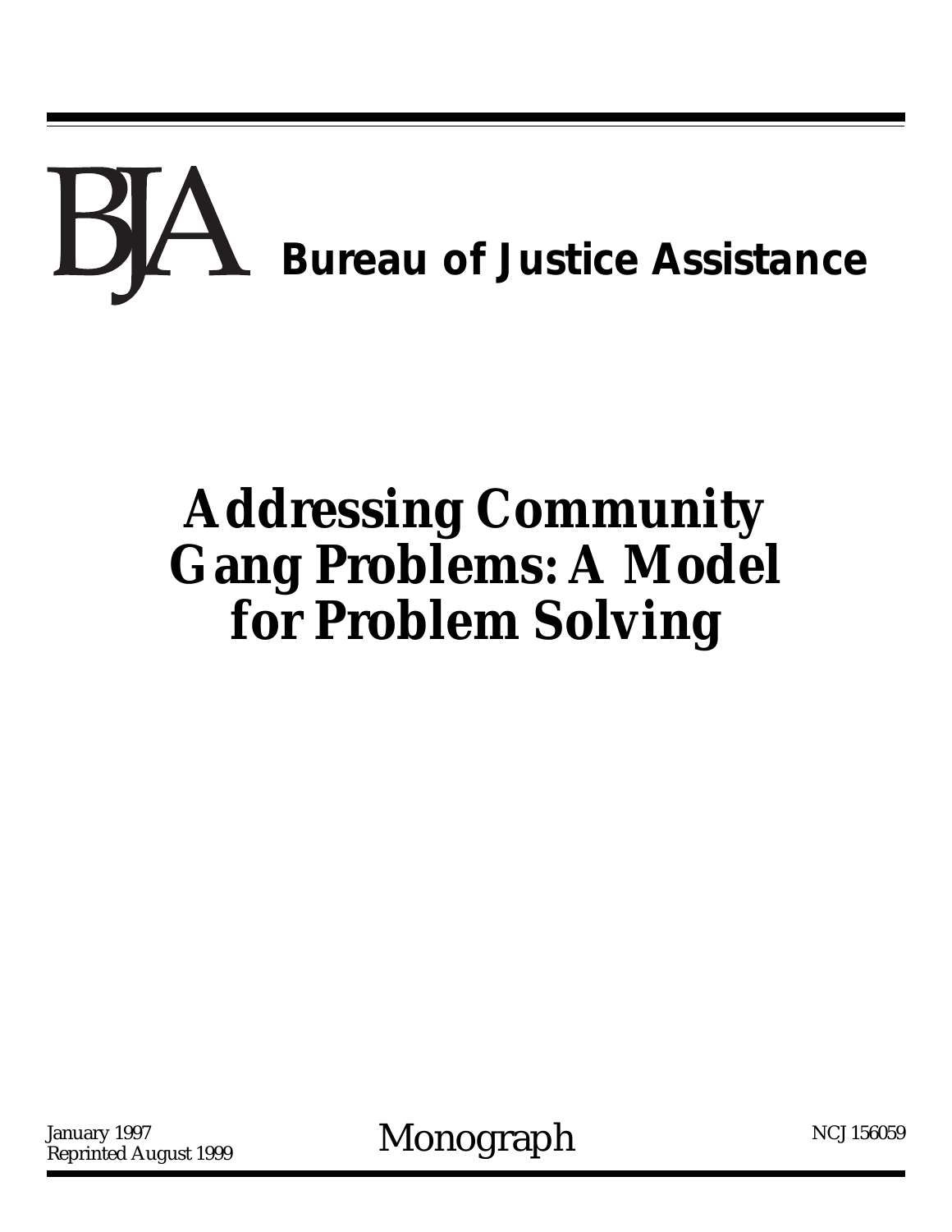BJA **Bureau of Justice Assistance**

# Addressing Community Gang Problems: A Model for Problem Solving

January 1997
Reprinted August 1999

Monograph

NCJ 156059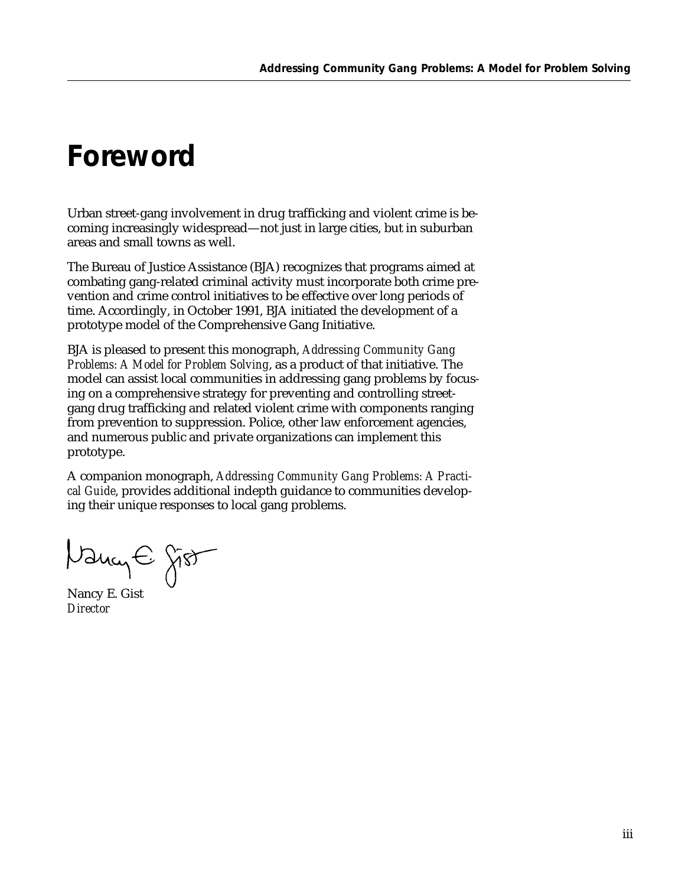# Foreword

Urban street-gang involvement in drug trafficking and violent crime is becoming increasingly widespread—not just in large cities, but in suburban areas and small towns as well.

The Bureau of Justice Assistance (BJA) recognizes that programs aimed at combating gang-related criminal activity must incorporate both crime prevention and crime control initiatives to be effective over long periods of time. Accordingly, in October 1991, BJA initiated the development of a prototype model of the Comprehensive Gang Initiative.

BJA is pleased to present this monograph, *Addressing Community Gang Problems: A Model for Problem Solving*, as a product of that initiative. The model can assist local communities in addressing gang problems by focusing on a comprehensive strategy for preventing and controlling street-gang drug trafficking and related violent crime with components ranging from prevention to suppression. Police, other law enforcement agencies, and numerous public and private organizations can implement this prototype.

A companion monograph, *Addressing Community Gang Problems: A Practical Guide*, provides additional indepth guidance to communities developing their unique responses to local gang problems.

Nancy E. Gist
*Director*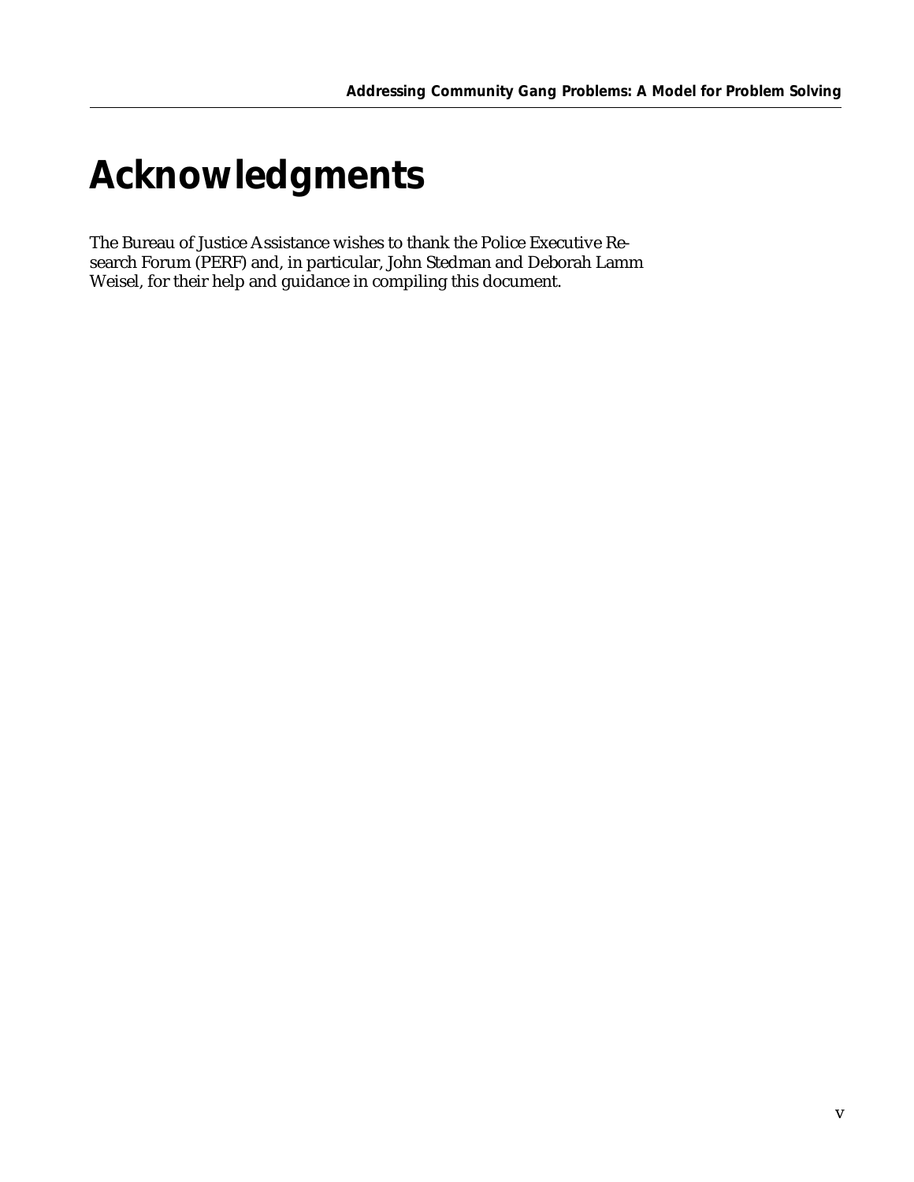# Acknowledgments

The Bureau of Justice Assistance wishes to thank the Police Executive Research Forum (PERF) and, in particular, John Stedman and Deborah Lamm Weisel, for their help and guidance in compiling this document.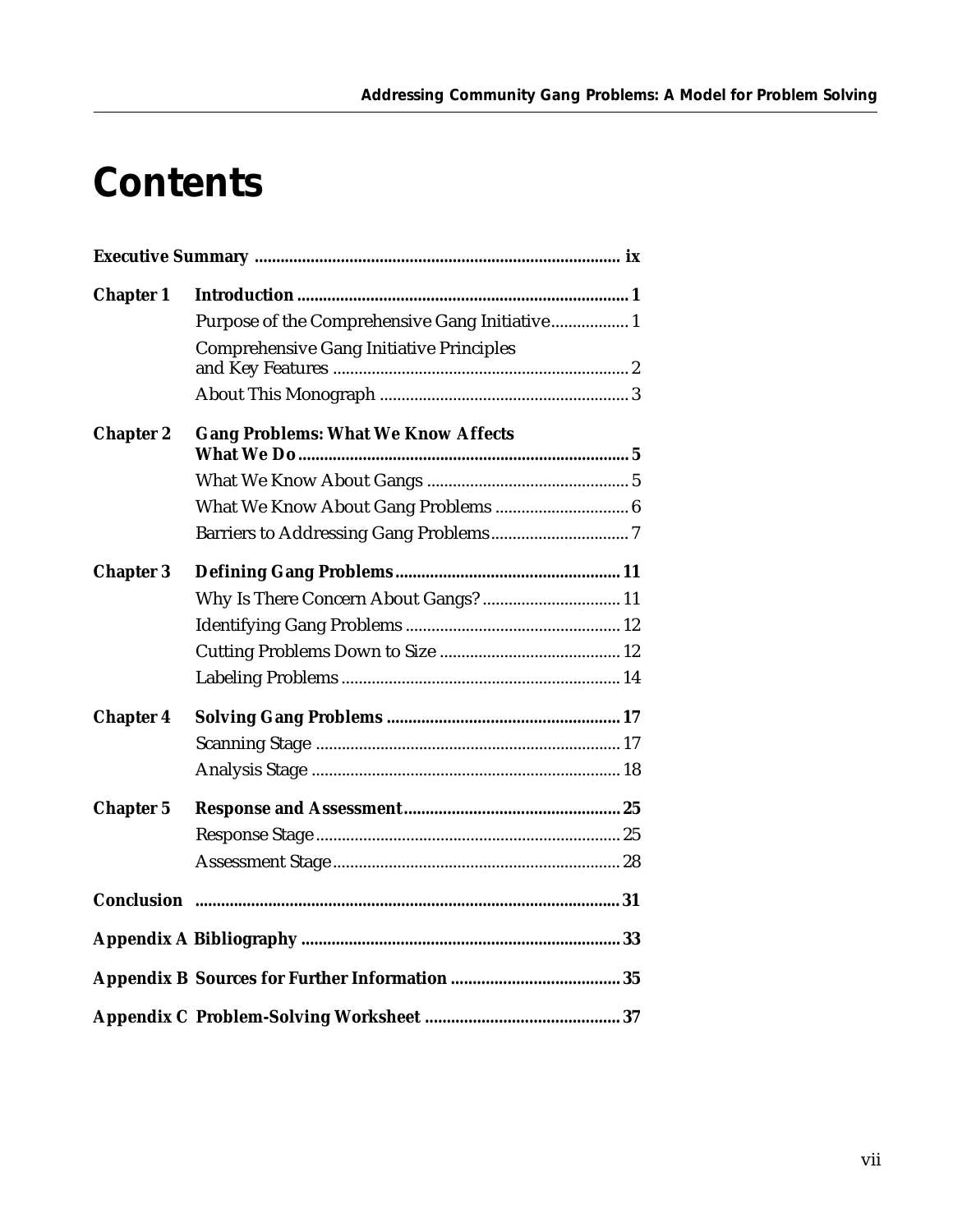# Contents

**Executive Summary** .................................................................................... **ix**

**Chapter 1** **Introduction** ........................................................................... **1**

Purpose of the Comprehensive Gang Initiative.................. 1

Comprehensive Gang Initiative Principles and Key Features .................................................................... 2

About This Monograph .......................................................... 3

**Chapter 2** **Gang Problems: What We Know Affects What We Do** ............................................................................ **5**

What We Know About Gangs ............................................... 5

What We Know About Gang Problems ............................... 6

Barriers to Addressing Gang Problems................................ 7

**Chapter 3** **Defining Gang Problems**.................................................... **11**

Why Is There Concern About Gangs? ................................ 11

Identifying Gang Problems .................................................. 12

Cutting Problems Down to Size .......................................... 12

Labeling Problems ................................................................. 14

**Chapter 4** **Solving Gang Problems** ...................................................... **17**

Scanning Stage ....................................................................... 17

Analysis Stage ........................................................................ 18

**Chapter 5** **Response and Assessment**.................................................. **25**

Response Stage....................................................................... 25

Assessment Stage................................................................... 28

**Conclusion** .................................................................................................. **31**

**Appendix A Bibliography** .......................................................................... **33**

**Appendix B Sources for Further Information** ....................................... **35**

**Appendix C Problem-Solving Worksheet** ............................................. **37**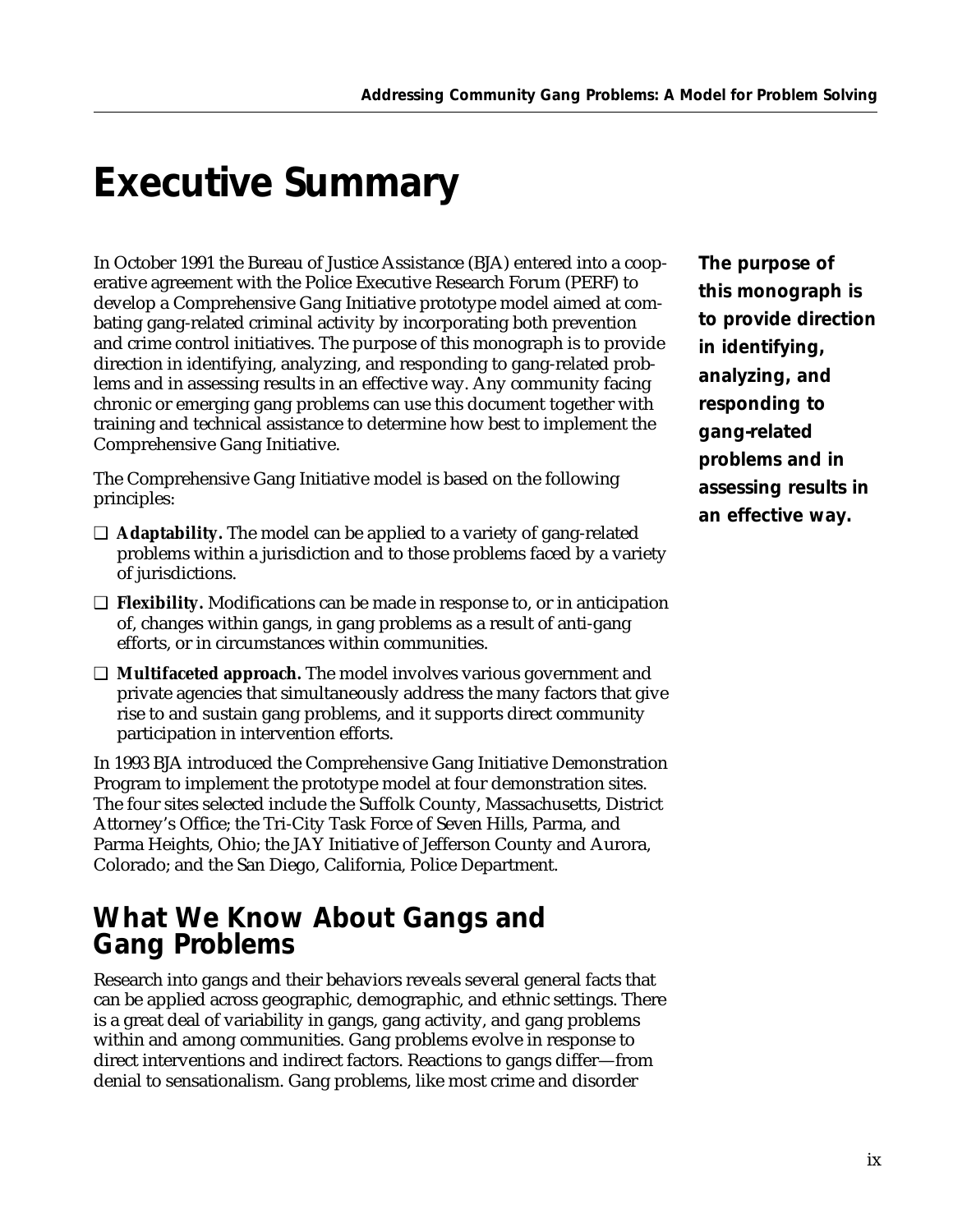# Executive Summary

In October 1991 the Bureau of Justice Assistance (BJA) entered into a cooperative agreement with the Police Executive Research Forum (PERF) to develop a Comprehensive Gang Initiative prototype model aimed at combating gang-related criminal activity by incorporating both prevention and crime control initiatives. The purpose of this monograph is to provide direction in identifying, analyzing, and responding to gang-related problems and in assessing results in an effective way. Any community facing chronic or emerging gang problems can use this document together with training and technical assistance to determine how best to implement the Comprehensive Gang Initiative.

**The purpose of this monograph is to provide direction in identifying, analyzing, and responding to gang-related problems and in assessing results in an effective way.**

The Comprehensive Gang Initiative model is based on the following principles:

- **Adaptability.** The model can be applied to a variety of gang-related problems within a jurisdiction and to those problems faced by a variety of jurisdictions.
- **Flexibility.** Modifications can be made in response to, or in anticipation of, changes within gangs, in gang problems as a result of anti-gang efforts, or in circumstances within communities.
- **Multifaceted approach.** The model involves various government and private agencies that simultaneously address the many factors that give rise to and sustain gang problems, and it supports direct community participation in intervention efforts.

In 1993 BJA introduced the Comprehensive Gang Initiative Demonstration Program to implement the prototype model at four demonstration sites. The four sites selected include the Suffolk County, Massachusetts, District Attorney's Office; the Tri-City Task Force of Seven Hills, Parma, and Parma Heights, Ohio; the JAY Initiative of Jefferson County and Aurora, Colorado; and the San Diego, California, Police Department.

## What We Know About Gangs and Gang Problems

Research into gangs and their behaviors reveals several general facts that can be applied across geographic, demographic, and ethnic settings. There is a great deal of variability in gangs, gang activity, and gang problems within and among communities. Gang problems evolve in response to direct interventions and indirect factors. Reactions to gangs differ—from denial to sensationalism. Gang problems, like most crime and disorder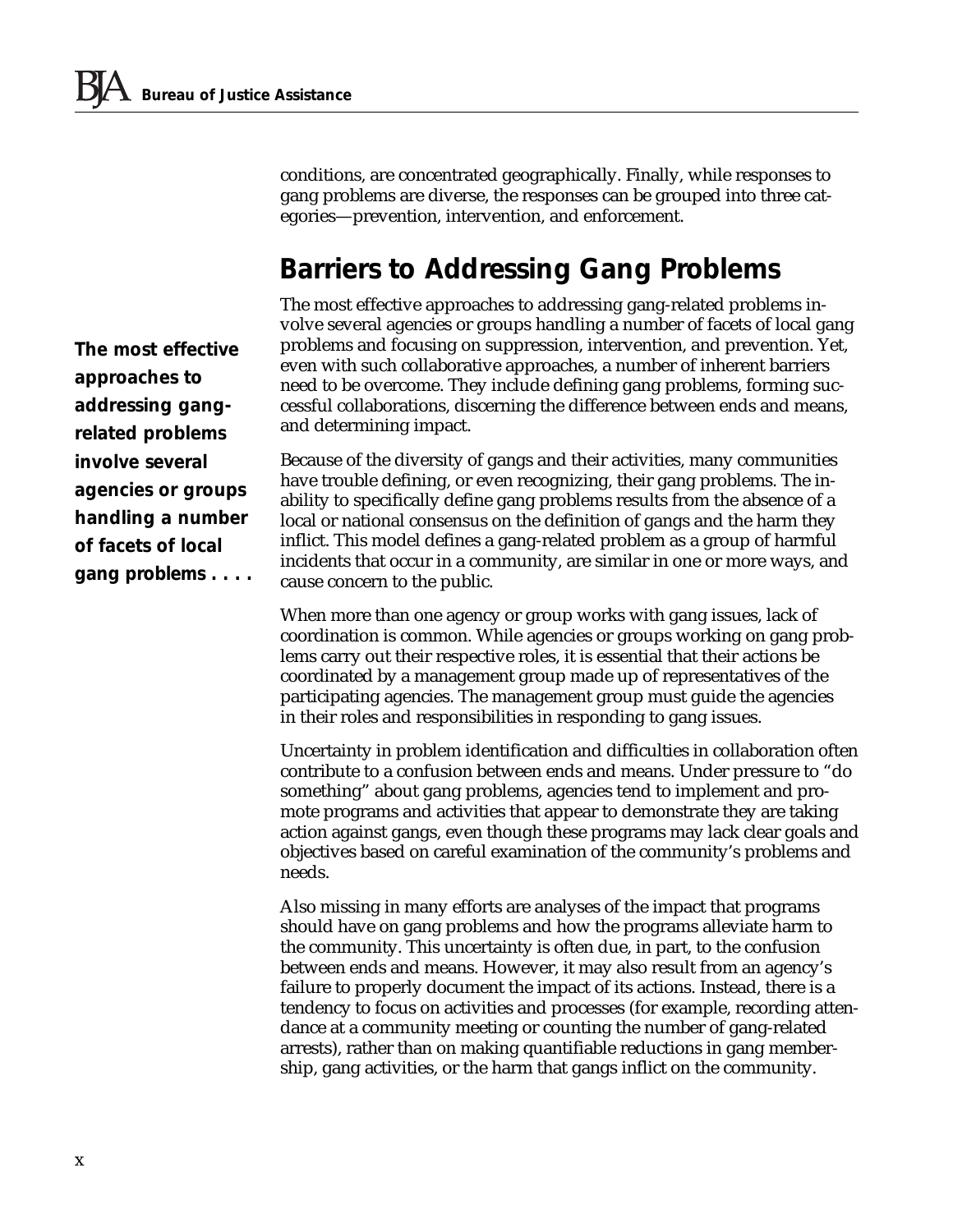conditions, are concentrated geographically. Finally, while responses to gang problems are diverse, the responses can be grouped into three categories—prevention, intervention, and enforcement.

## Barriers to Addressing Gang Problems

The most effective approaches to addressing gang-related problems involve several agencies or groups handling a number of facets of local gang problems and focusing on suppression, intervention, and prevention. Yet, even with such collaborative approaches, a number of inherent barriers need to be overcome. They include defining gang problems, forming successful collaborations, discerning the difference between ends and means, and determining impact.

**The most effective approaches to addressing gang-related problems involve several agencies or groups handling a number of facets of local gang problems . . . .**

Because of the diversity of gangs and their activities, many communities have trouble defining, or even recognizing, their gang problems. The inability to specifically define gang problems results from the absence of a local or national consensus on the definition of gangs and the harm they inflict. This model defines a gang-related problem as a group of harmful incidents that occur in a community, are similar in one or more ways, and cause concern to the public.

When more than one agency or group works with gang issues, lack of coordination is common. While agencies or groups working on gang problems carry out their respective roles, it is essential that their actions be coordinated by a management group made up of representatives of the participating agencies. The management group must guide the agencies in their roles and responsibilities in responding to gang issues.

Uncertainty in problem identification and difficulties in collaboration often contribute to a confusion between ends and means. Under pressure to "do something" about gang problems, agencies tend to implement and promote programs and activities that appear to demonstrate they are taking action against gangs, even though these programs may lack clear goals and objectives based on careful examination of the community's problems and needs.

Also missing in many efforts are analyses of the impact that programs should have on gang problems and how the programs alleviate harm to the community. This uncertainty is often due, in part, to the confusion between ends and means. However, it may also result from an agency's failure to properly document the impact of its actions. Instead, there is a tendency to focus on activities and processes (for example, recording attendance at a community meeting or counting the number of gang-related arrests), rather than on making quantifiable reductions in gang membership, gang activities, or the harm that gangs inflict on the community.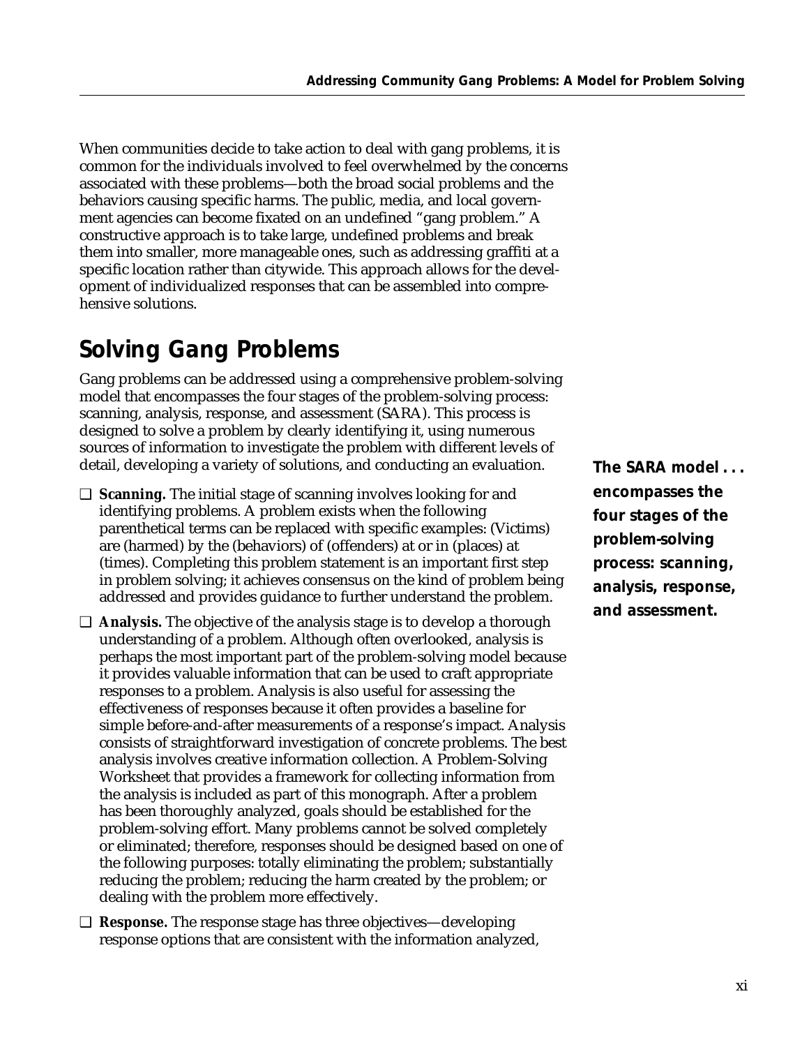When communities decide to take action to deal with gang problems, it is common for the individuals involved to feel overwhelmed by the concerns associated with these problems—both the broad social problems and the behaviors causing specific harms. The public, media, and local government agencies can become fixated on an undefined "gang problem." A constructive approach is to take large, undefined problems and break them into smaller, more manageable ones, such as addressing graffiti at a specific location rather than citywide. This approach allows for the development of individualized responses that can be assembled into comprehensive solutions.

## Solving Gang Problems

Gang problems can be addressed using a comprehensive problem-solving model that encompasses the four stages of the problem-solving process: scanning, analysis, response, and assessment (SARA). This process is designed to solve a problem by clearly identifying it, using numerous sources of information to investigate the problem with different levels of detail, developing a variety of solutions, and conducting an evaluation.

**The SARA model . . . encompasses the four stages of the problem-solving process: scanning, analysis, response, and assessment.**

- **Scanning.** The initial stage of scanning involves looking for and identifying problems. A problem exists when the following parenthetical terms can be replaced with specific examples: (Victims) are (harmed) by the (behaviors) of (offenders) at or in (places) at (times). Completing this problem statement is an important first step in problem solving; it achieves consensus on the kind of problem being addressed and provides guidance to further understand the problem.
- **Analysis.** The objective of the analysis stage is to develop a thorough understanding of a problem. Although often overlooked, analysis is perhaps the most important part of the problem-solving model because it provides valuable information that can be used to craft appropriate responses to a problem. Analysis is also useful for assessing the effectiveness of responses because it often provides a baseline for simple before-and-after measurements of a response's impact. Analysis consists of straightforward investigation of concrete problems. The best analysis involves creative information collection. A Problem-Solving Worksheet that provides a framework for collecting information from the analysis is included as part of this monograph. After a problem has been thoroughly analyzed, goals should be established for the problem-solving effort. Many problems cannot be solved completely or eliminated; therefore, responses should be designed based on one of the following purposes: totally eliminating the problem; substantially reducing the problem; reducing the harm created by the problem; or dealing with the problem more effectively.
- **Response.** The response stage has three objectives—developing response options that are consistent with the information analyzed,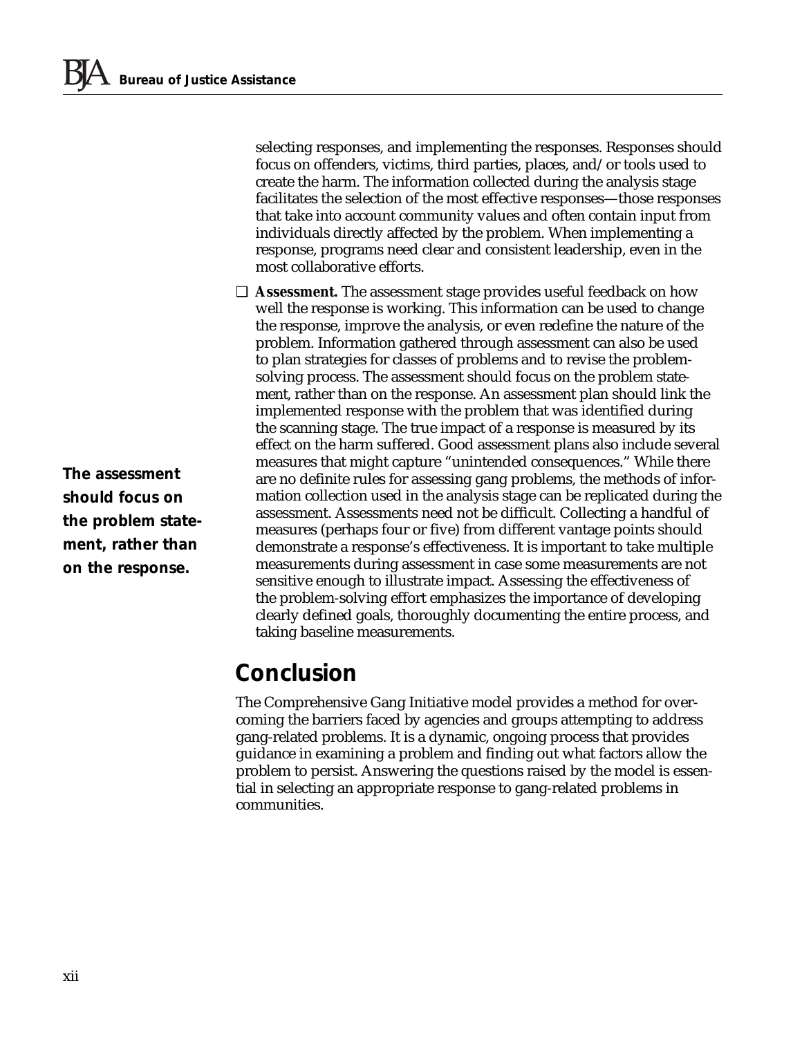selecting responses, and implementing the responses. Responses should focus on offenders, victims, third parties, places, and/or tools used to create the harm. The information collected during the analysis stage facilitates the selection of the most effective responses—those responses that take into account community values and often contain input from individuals directly affected by the problem. When implementing a response, programs need clear and consistent leadership, even in the most collaborative efforts.

- **Assessment.** The assessment stage provides useful feedback on how well the response is working. This information can be used to change the response, improve the analysis, or even redefine the nature of the problem. Information gathered through assessment can also be used to plan strategies for classes of problems and to revise the problem-solving process. The assessment should focus on the problem statement, rather than on the response. An assessment plan should link the implemented response with the problem that was identified during the scanning stage. The true impact of a response is measured by its effect on the harm suffered. Good assessment plans also include several measures that might capture "unintended consequences." While there are no definite rules for assessing gang problems, the methods of information collection used in the analysis stage can be replicated during the assessment. Assessments need not be difficult. Collecting a handful of measures (perhaps four or five) from different vantage points should demonstrate a response's effectiveness. It is important to take multiple measurements during assessment in case some measurements are not sensitive enough to illustrate impact. Assessing the effectiveness of the problem-solving effort emphasizes the importance of developing clearly defined goals, thoroughly documenting the entire process, and taking baseline measurements.

**The assessment should focus on the problem statement, rather than on the response.**

## Conclusion

The Comprehensive Gang Initiative model provides a method for overcoming the barriers faced by agencies and groups attempting to address gang-related problems. It is a dynamic, ongoing process that provides guidance in examining a problem and finding out what factors allow the problem to persist. Answering the questions raised by the model is essential in selecting an appropriate response to gang-related problems in communities.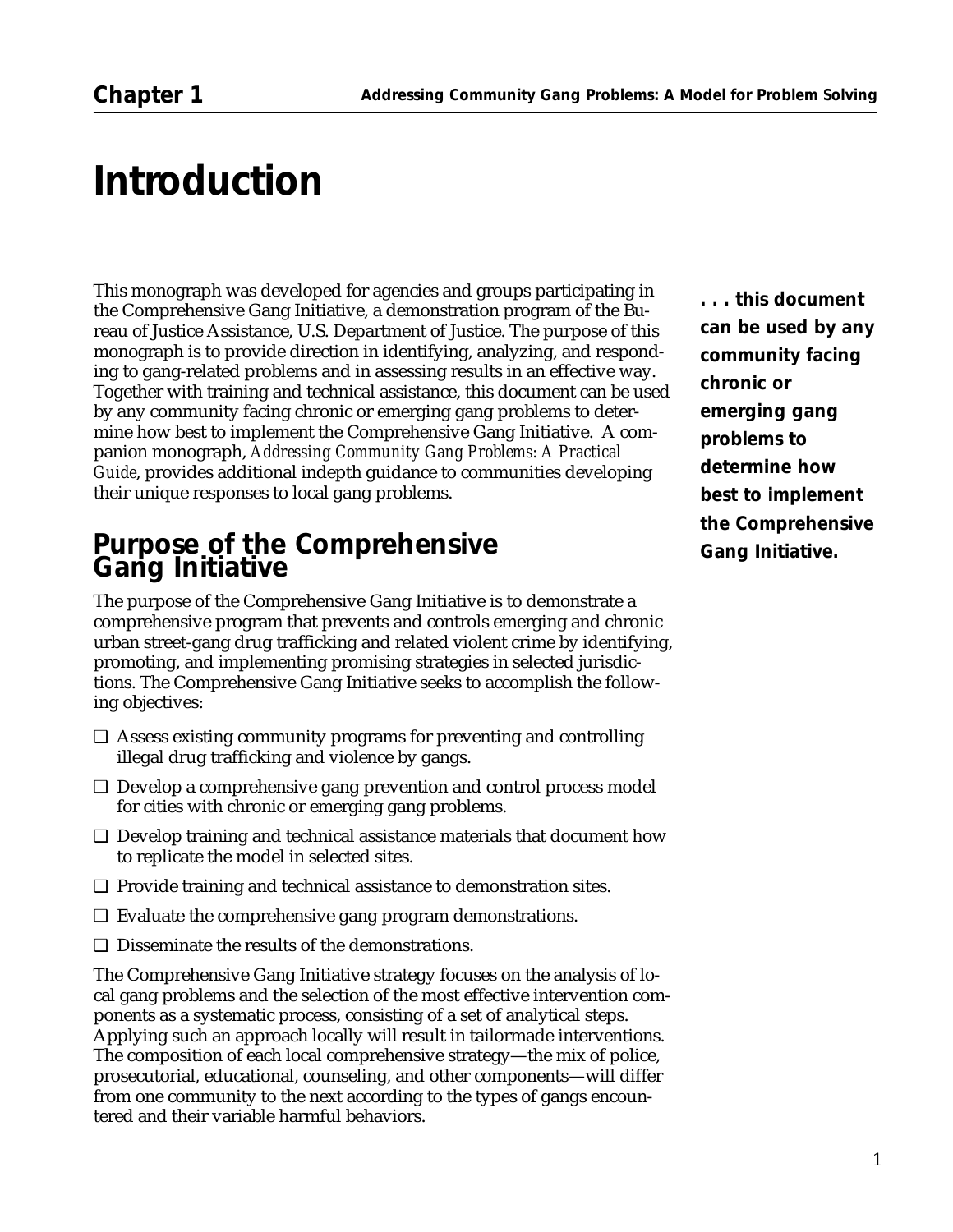# Introduction

This monograph was developed for agencies and groups participating in the Comprehensive Gang Initiative, a demonstration program of the Bureau of Justice Assistance, U.S. Department of Justice. The purpose of this monograph is to provide direction in identifying, analyzing, and responding to gang-related problems and in assessing results in an effective way. Together with training and technical assistance, this document can be used by any community facing chronic or emerging gang problems to determine how best to implement the Comprehensive Gang Initiative. A companion monograph, *Addressing Community Gang Problems: A Practical Guide*, provides additional indepth guidance to communities developing their unique responses to local gang problems.

**. . . this document can be used by any community facing chronic or emerging gang problems to determine how best to implement the Comprehensive Gang Initiative.**

## Purpose of the Comprehensive Gang Initiative

The purpose of the Comprehensive Gang Initiative is to demonstrate a comprehensive program that prevents and controls emerging and chronic urban street-gang drug trafficking and related violent crime by identifying, promoting, and implementing promising strategies in selected jurisdictions. The Comprehensive Gang Initiative seeks to accomplish the following objectives:

- Assess existing community programs for preventing and controlling illegal drug trafficking and violence by gangs.
- Develop a comprehensive gang prevention and control process model for cities with chronic or emerging gang problems.
- Develop training and technical assistance materials that document how to replicate the model in selected sites.
- Provide training and technical assistance to demonstration sites.
- Evaluate the comprehensive gang program demonstrations.
- Disseminate the results of the demonstrations.

The Comprehensive Gang Initiative strategy focuses on the analysis of local gang problems and the selection of the most effective intervention components as a systematic process, consisting of a set of analytical steps. Applying such an approach locally will result in tailormade interventions. The composition of each local comprehensive strategy—the mix of police, prosecutorial, educational, counseling, and other components—will differ from one community to the next according to the types of gangs encountered and their variable harmful behaviors.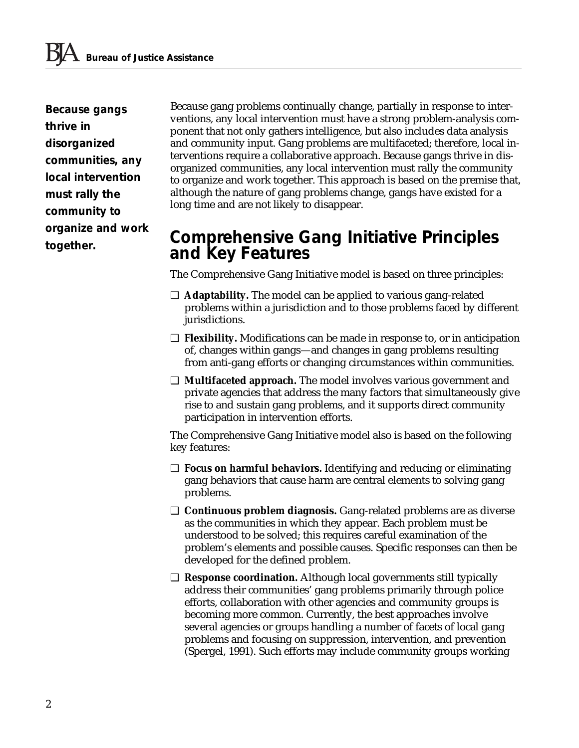**Because gangs thrive in disorganized communities, any local intervention must rally the community to organize and work together.**

Because gang problems continually change, partially in response to interventions, any local intervention must have a strong problem-analysis component that not only gathers intelligence, but also includes data analysis and community input. Gang problems are multifaceted; therefore, local interventions require a collaborative approach. Because gangs thrive in disorganized communities, any local intervention must rally the community to organize and work together. This approach is based on the premise that, although the nature of gang problems change, gangs have existed for a long time and are not likely to disappear.

## Comprehensive Gang Initiative Principles and Key Features

The Comprehensive Gang Initiative model is based on three principles:

- **Adaptability.** The model can be applied to various gang-related problems within a jurisdiction and to those problems faced by different jurisdictions.
- **Flexibility.** Modifications can be made in response to, or in anticipation of, changes within gangs—and changes in gang problems resulting from anti-gang efforts or changing circumstances within communities.
- **Multifaceted approach.** The model involves various government and private agencies that address the many factors that simultaneously give rise to and sustain gang problems, and it supports direct community participation in intervention efforts.

The Comprehensive Gang Initiative model also is based on the following key features:

- **Focus on harmful behaviors.** Identifying and reducing or eliminating gang behaviors that cause harm are central elements to solving gang problems.
- **Continuous problem diagnosis.** Gang-related problems are as diverse as the communities in which they appear. Each problem must be understood to be solved; this requires careful examination of the problem's elements and possible causes. Specific responses can then be developed for the defined problem.
- **Response coordination.** Although local governments still typically address their communities' gang problems primarily through police efforts, collaboration with other agencies and community groups is becoming more common. Currently, the best approaches involve several agencies or groups handling a number of facets of local gang problems and focusing on suppression, intervention, and prevention (Spergel, 1991). Such efforts may include community groups working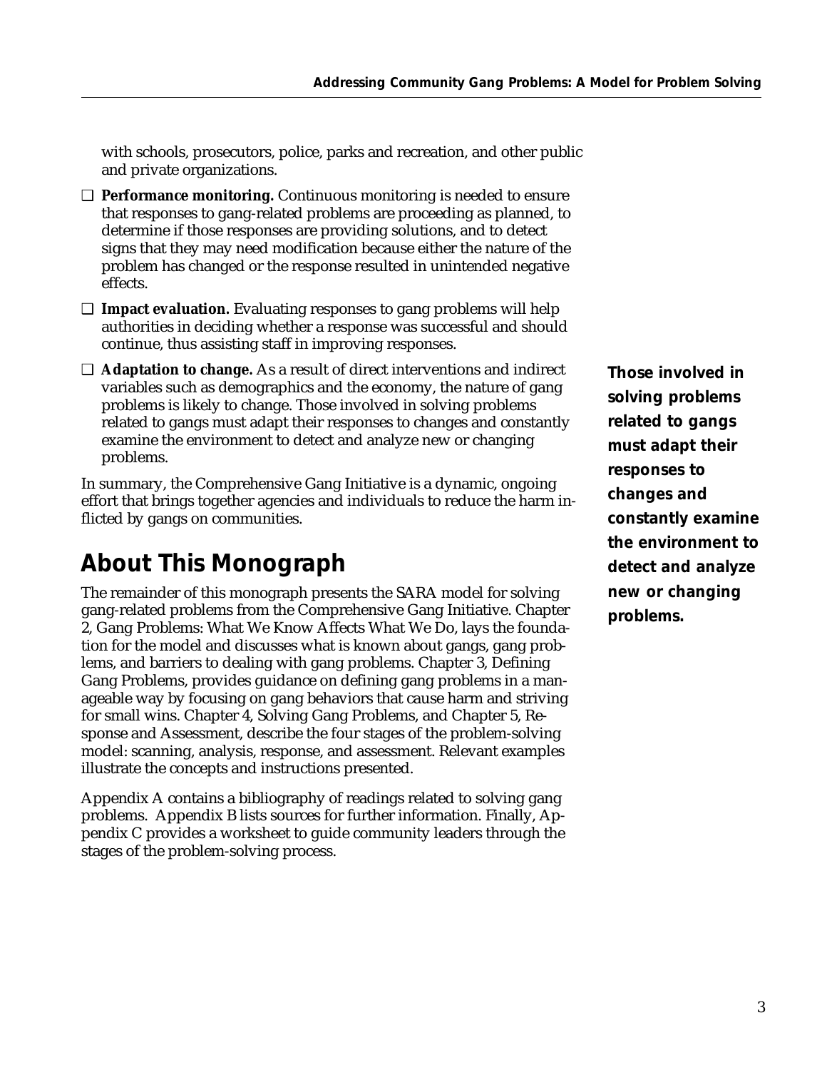with schools, prosecutors, police, parks and recreation, and other public and private organizations.

- **Performance monitoring.** Continuous monitoring is needed to ensure that responses to gang-related problems are proceeding as planned, to determine if those responses are providing solutions, and to detect signs that they may need modification because either the nature of the problem has changed or the response resulted in unintended negative effects.
- **Impact evaluation.** Evaluating responses to gang problems will help authorities in deciding whether a response was successful and should continue, thus assisting staff in improving responses.
- **Adaptation to change.** As a result of direct interventions and indirect variables such as demographics and the economy, the nature of gang problems is likely to change. Those involved in solving problems related to gangs must adapt their responses to changes and constantly examine the environment to detect and analyze new or changing problems.

In summary, the Comprehensive Gang Initiative is a dynamic, ongoing effort that brings together agencies and individuals to reduce the harm inflicted by gangs on communities.

**Those involved in solving problems related to gangs must adapt their responses to changes and constantly examine the environment to detect and analyze new or changing problems.**

## About This Monograph

The remainder of this monograph presents the SARA model for solving gang-related problems from the Comprehensive Gang Initiative. Chapter 2, Gang Problems: What We Know Affects What We Do, lays the foundation for the model and discusses what is known about gangs, gang problems, and barriers to dealing with gang problems. Chapter 3, Defining Gang Problems, provides guidance on defining gang problems in a manageable way by focusing on gang behaviors that cause harm and striving for small wins. Chapter 4, Solving Gang Problems, and Chapter 5, Response and Assessment, describe the four stages of the problem-solving model: scanning, analysis, response, and assessment. Relevant examples illustrate the concepts and instructions presented.

Appendix A contains a bibliography of readings related to solving gang problems. Appendix B lists sources for further information. Finally, Appendix C provides a worksheet to guide community leaders through the stages of the problem-solving process.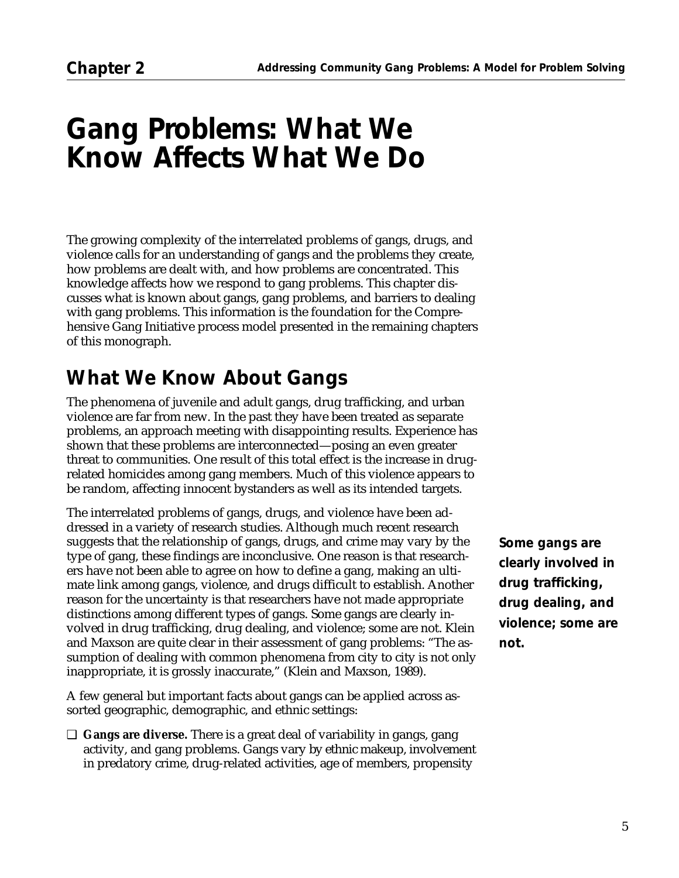# Gang Problems: What We Know Affects What We Do

The growing complexity of the interrelated problems of gangs, drugs, and violence calls for an understanding of gangs and the problems they create, how problems are dealt with, and how problems are concentrated. This knowledge affects how we respond to gang problems. This chapter discusses what is known about gangs, gang problems, and barriers to dealing with gang problems. This information is the foundation for the Comprehensive Gang Initiative process model presented in the remaining chapters of this monograph.

## What We Know About Gangs

The phenomena of juvenile and adult gangs, drug trafficking, and urban violence are far from new. In the past they have been treated as separate problems, an approach meeting with disappointing results. Experience has shown that these problems are interconnected—posing an even greater threat to communities. One result of this total effect is the increase in drug-related homicides among gang members. Much of this violence appears to be random, affecting innocent bystanders as well as its intended targets.

The interrelated problems of gangs, drugs, and violence have been addressed in a variety of research studies. Although much recent research suggests that the relationship of gangs, drugs, and crime may vary by the type of gang, these findings are inconclusive. One reason is that researchers have not been able to agree on how to define a gang, making an ultimate link among gangs, violence, and drugs difficult to establish. Another reason for the uncertainty is that researchers have not made appropriate distinctions among different types of gangs. Some gangs are clearly involved in drug trafficking, drug dealing, and violence; some are not. Klein and Maxson are quite clear in their assessment of gang problems: "The assumption of dealing with common phenomena from city to city is not only inappropriate, it is grossly inaccurate," (Klein and Maxson, 1989).

**Some gangs are clearly involved in drug trafficking, drug dealing, and violence; some are not.**

A few general but important facts about gangs can be applied across assorted geographic, demographic, and ethnic settings:

- **Gangs are diverse.** There is a great deal of variability in gangs, gang activity, and gang problems. Gangs vary by ethnic makeup, involvement in predatory crime, drug-related activities, age of members, propensity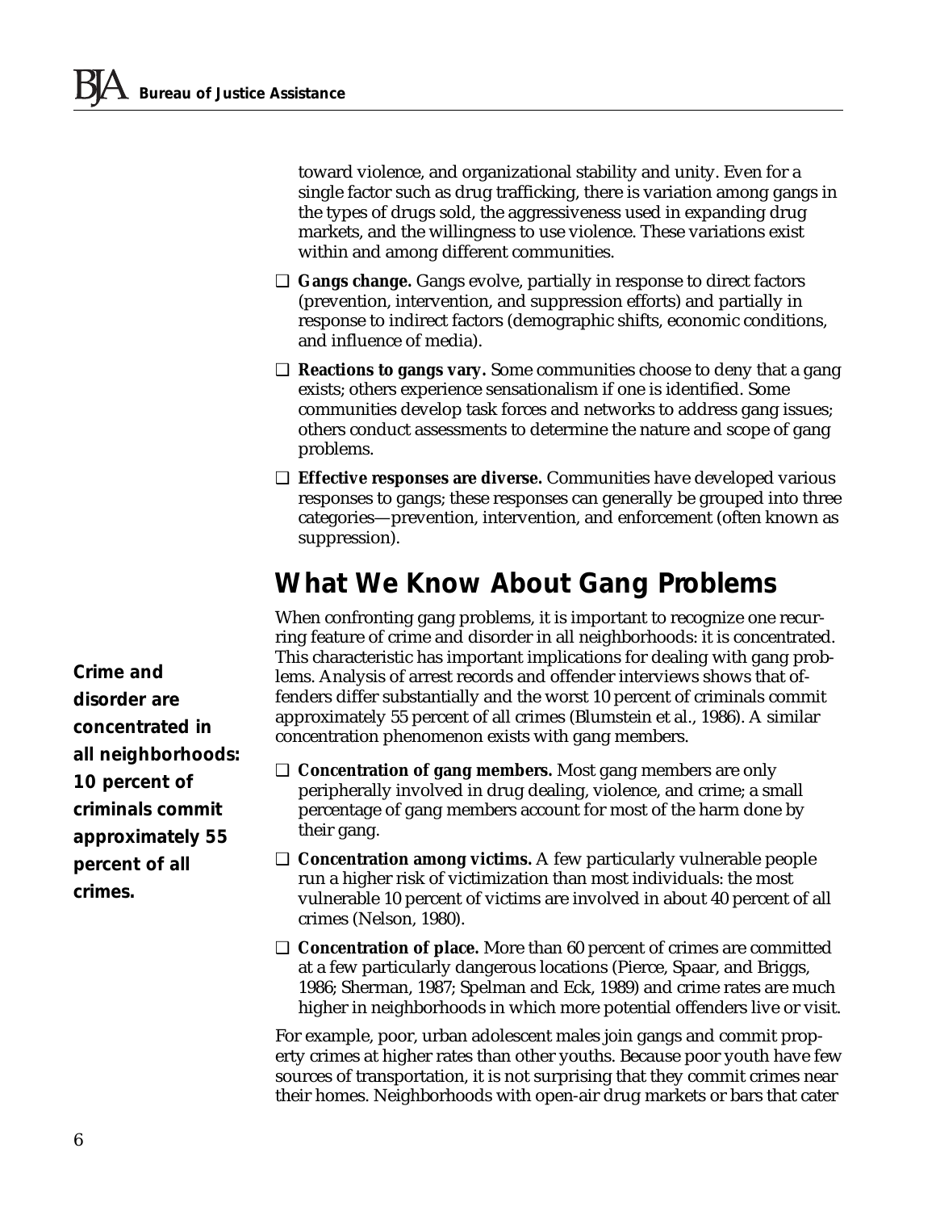toward violence, and organizational stability and unity. Even for a single factor such as drug trafficking, there is variation among gangs in the types of drugs sold, the aggressiveness used in expanding drug markets, and the willingness to use violence. These variations exist within and among different communities.

- **Gangs change.** Gangs evolve, partially in response to direct factors (prevention, intervention, and suppression efforts) and partially in response to indirect factors (demographic shifts, economic conditions, and influence of media).
- **Reactions to gangs vary.** Some communities choose to deny that a gang exists; others experience sensationalism if one is identified. Some communities develop task forces and networks to address gang issues; others conduct assessments to determine the nature and scope of gang problems.
- **Effective responses are diverse.** Communities have developed various responses to gangs; these responses can generally be grouped into three categories—prevention, intervention, and enforcement (often known as suppression).

## What We Know About Gang Problems

**Crime and disorder are concentrated in all neighborhoods: 10 percent of criminals commit approximately 55 percent of all crimes.**

When confronting gang problems, it is important to recognize one recurring feature of crime and disorder in all neighborhoods: it is concentrated. This characteristic has important implications for dealing with gang problems. Analysis of arrest records and offender interviews shows that offenders differ substantially and the worst 10 percent of criminals commit approximately 55 percent of all crimes (Blumstein et al., 1986). A similar concentration phenomenon exists with gang members.

- **Concentration of gang members.** Most gang members are only peripherally involved in drug dealing, violence, and crime; a small percentage of gang members account for most of the harm done by their gang.
- **Concentration among victims.** A few particularly vulnerable people run a higher risk of victimization than most individuals: the most vulnerable 10 percent of victims are involved in about 40 percent of all crimes (Nelson, 1980).
- **Concentration of place.** More than 60 percent of crimes are committed at a few particularly dangerous locations (Pierce, Spaar, and Briggs, 1986; Sherman, 1987; Spelman and Eck, 1989) and crime rates are much higher in neighborhoods in which more potential offenders live or visit.

For example, poor, urban adolescent males join gangs and commit property crimes at higher rates than other youths. Because poor youth have few sources of transportation, it is not surprising that they commit crimes near their homes. Neighborhoods with open-air drug markets or bars that cater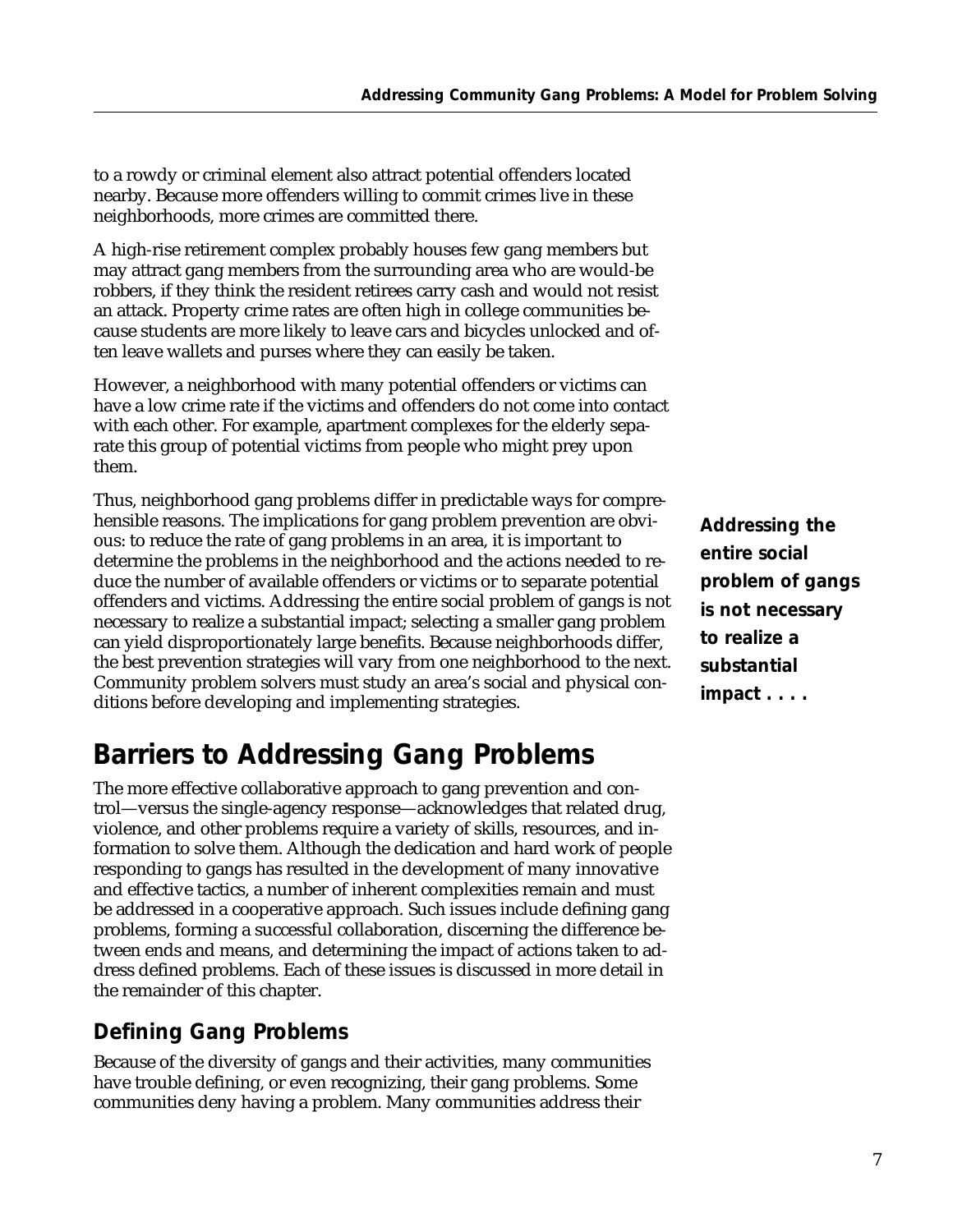to a rowdy or criminal element also attract potential offenders located nearby. Because more offenders willing to commit crimes live in these neighborhoods, more crimes are committed there.

A high-rise retirement complex probably houses few gang members but may attract gang members from the surrounding area who are would-be robbers, if they think the resident retirees carry cash and would not resist an attack. Property crime rates are often high in college communities because students are more likely to leave cars and bicycles unlocked and often leave wallets and purses where they can easily be taken.

However, a neighborhood with many potential offenders or victims can have a low crime rate if the victims and offenders do not come into contact with each other. For example, apartment complexes for the elderly separate this group of potential victims from people who might prey upon them.

Thus, neighborhood gang problems differ in predictable ways for comprehensible reasons. The implications for gang problem prevention are obvious: to reduce the rate of gang problems in an area, it is important to determine the problems in the neighborhood and the actions needed to reduce the number of available offenders or victims or to separate potential offenders and victims. Addressing the entire social problem of gangs is not necessary to realize a substantial impact; selecting a smaller gang problem can yield disproportionately large benefits. Because neighborhoods differ, the best prevention strategies will vary from one neighborhood to the next. Community problem solvers must study an area's social and physical conditions before developing and implementing strategies.

**Addressing the entire social problem of gangs is not necessary to realize a substantial impact . . . .**

## Barriers to Addressing Gang Problems

The more effective collaborative approach to gang prevention and control—versus the single-agency response—acknowledges that related drug, violence, and other problems require a variety of skills, resources, and information to solve them. Although the dedication and hard work of people responding to gangs has resulted in the development of many innovative and effective tactics, a number of inherent complexities remain and must be addressed in a cooperative approach. Such issues include defining gang problems, forming a successful collaboration, discerning the difference between ends and means, and determining the impact of actions taken to address defined problems. Each of these issues is discussed in more detail in the remainder of this chapter.

### Defining Gang Problems

Because of the diversity of gangs and their activities, many communities have trouble defining, or even recognizing, their gang problems. Some communities deny having a problem. Many communities address their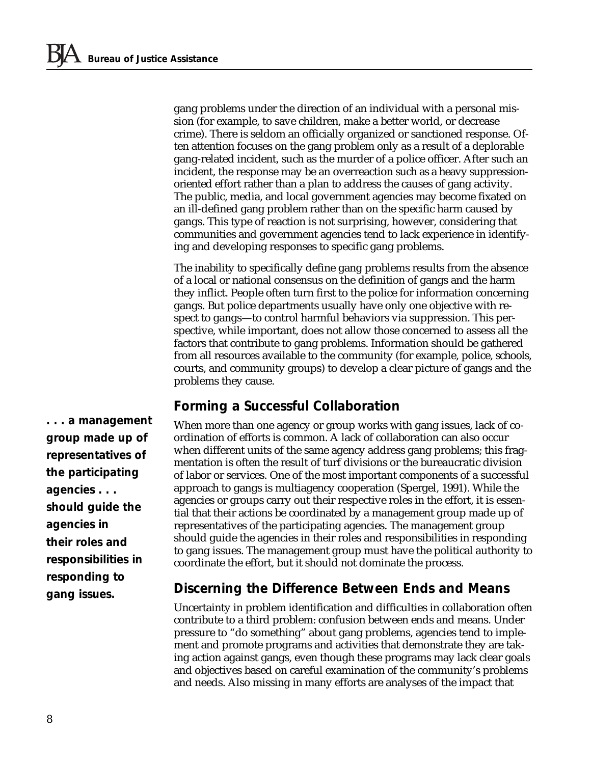gang problems under the direction of an individual with a personal mission (for example, to save children, make a better world, or decrease crime). There is seldom an officially organized or sanctioned response. Often attention focuses on the gang problem only as a result of a deplorable gang-related incident, such as the murder of a police officer. After such an incident, the response may be an overreaction such as a heavy suppression-oriented effort rather than a plan to address the causes of gang activity. The public, media, and local government agencies may become fixated on an ill-defined gang problem rather than on the specific harm caused by gangs. This type of reaction is not surprising, however, considering that communities and government agencies tend to lack experience in identifying and developing responses to specific gang problems.

The inability to specifically define gang problems results from the absence of a local or national consensus on the definition of gangs and the harm they inflict. People often turn first to the police for information concerning gangs. But police departments usually have only one objective with respect to gangs—to control harmful behaviors via suppression. This perspective, while important, does not allow those concerned to assess all the factors that contribute to gang problems. Information should be gathered from all resources available to the community (for example, police, schools, courts, and community groups) to develop a clear picture of gangs and the problems they cause.

## Forming a Successful Collaboration

**. . . a management group made up of representatives of the participating agencies . . . should guide the agencies in their roles and responsibilities in responding to gang issues.**

When more than one agency or group works with gang issues, lack of coordination of efforts is common. A lack of collaboration can also occur when different units of the same agency address gang problems; this fragmentation is often the result of turf divisions or the bureaucratic division of labor or services. One of the most important components of a successful approach to gangs is multiagency cooperation (Spergel, 1991). While the agencies or groups carry out their respective roles in the effort, it is essential that their actions be coordinated by a management group made up of representatives of the participating agencies. The management group should guide the agencies in their roles and responsibilities in responding to gang issues. The management group must have the political authority to coordinate the effort, but it should not dominate the process.

## Discerning the Difference Between Ends and Means

Uncertainty in problem identification and difficulties in collaboration often contribute to a third problem: confusion between ends and means. Under pressure to "do something" about gang problems, agencies tend to implement and promote programs and activities that demonstrate they are taking action against gangs, even though these programs may lack clear goals and objectives based on careful examination of the community's problems and needs. Also missing in many efforts are analyses of the impact that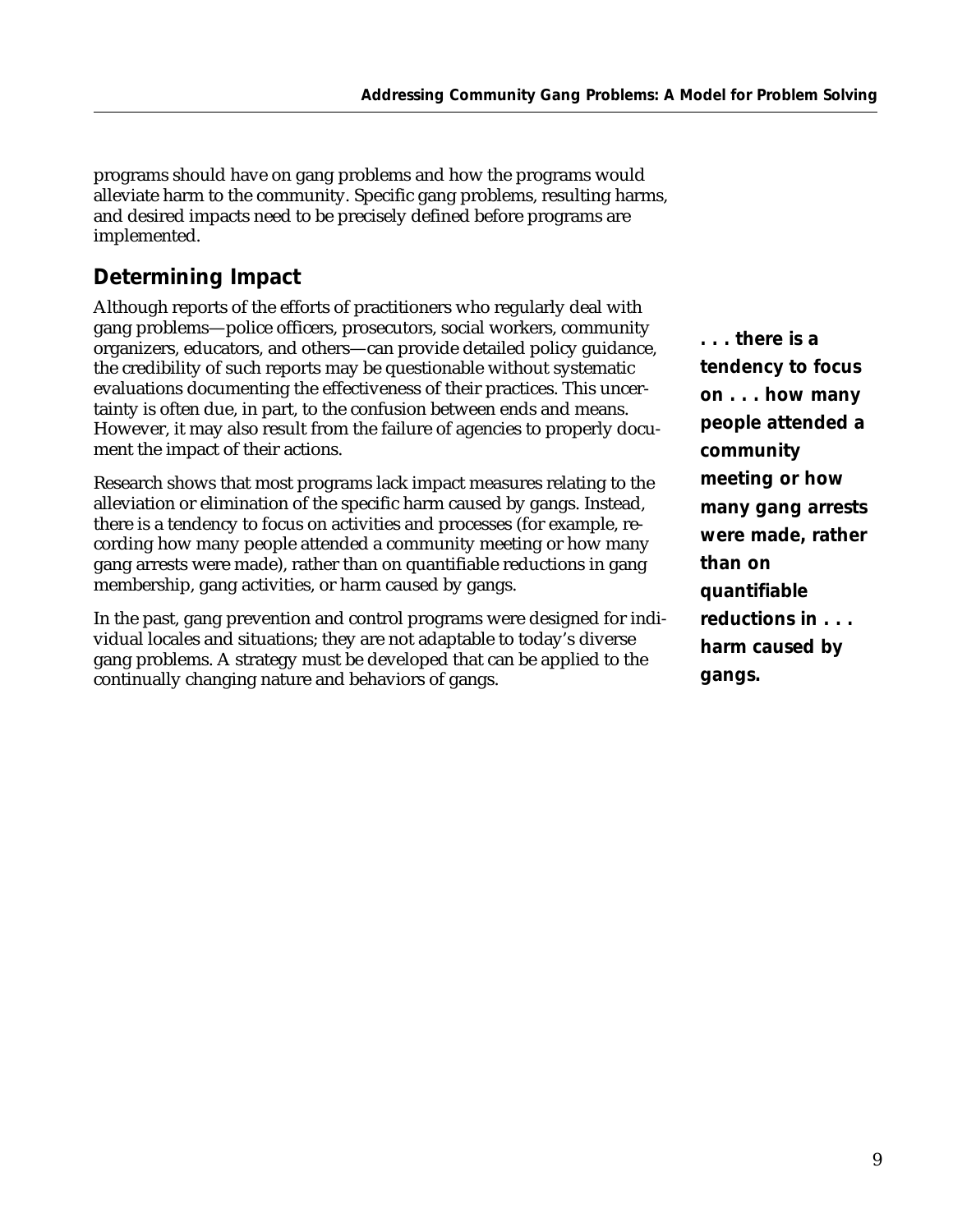programs should have on gang problems and how the programs would alleviate harm to the community. Specific gang problems, resulting harms, and desired impacts need to be precisely defined before programs are implemented.

## Determining Impact

Although reports of the efforts of practitioners who regularly deal with gang problems—police officers, prosecutors, social workers, community organizers, educators, and others—can provide detailed policy guidance, the credibility of such reports may be questionable without systematic evaluations documenting the effectiveness of their practices. This uncertainty is often due, in part, to the confusion between ends and means. However, it may also result from the failure of agencies to properly document the impact of their actions.

Research shows that most programs lack impact measures relating to the alleviation or elimination of the specific harm caused by gangs. Instead, there is a tendency to focus on activities and processes (for example, recording how many people attended a community meeting or how many gang arrests were made), rather than on quantifiable reductions in gang membership, gang activities, or harm caused by gangs.

In the past, gang prevention and control programs were designed for individual locales and situations; they are not adaptable to today's diverse gang problems. A strategy must be developed that can be applied to the continually changing nature and behaviors of gangs.

**. . . there is a tendency to focus on . . . how many people attended a community meeting or how many gang arrests were made, rather than on quantifiable reductions in . . . harm caused by gangs.**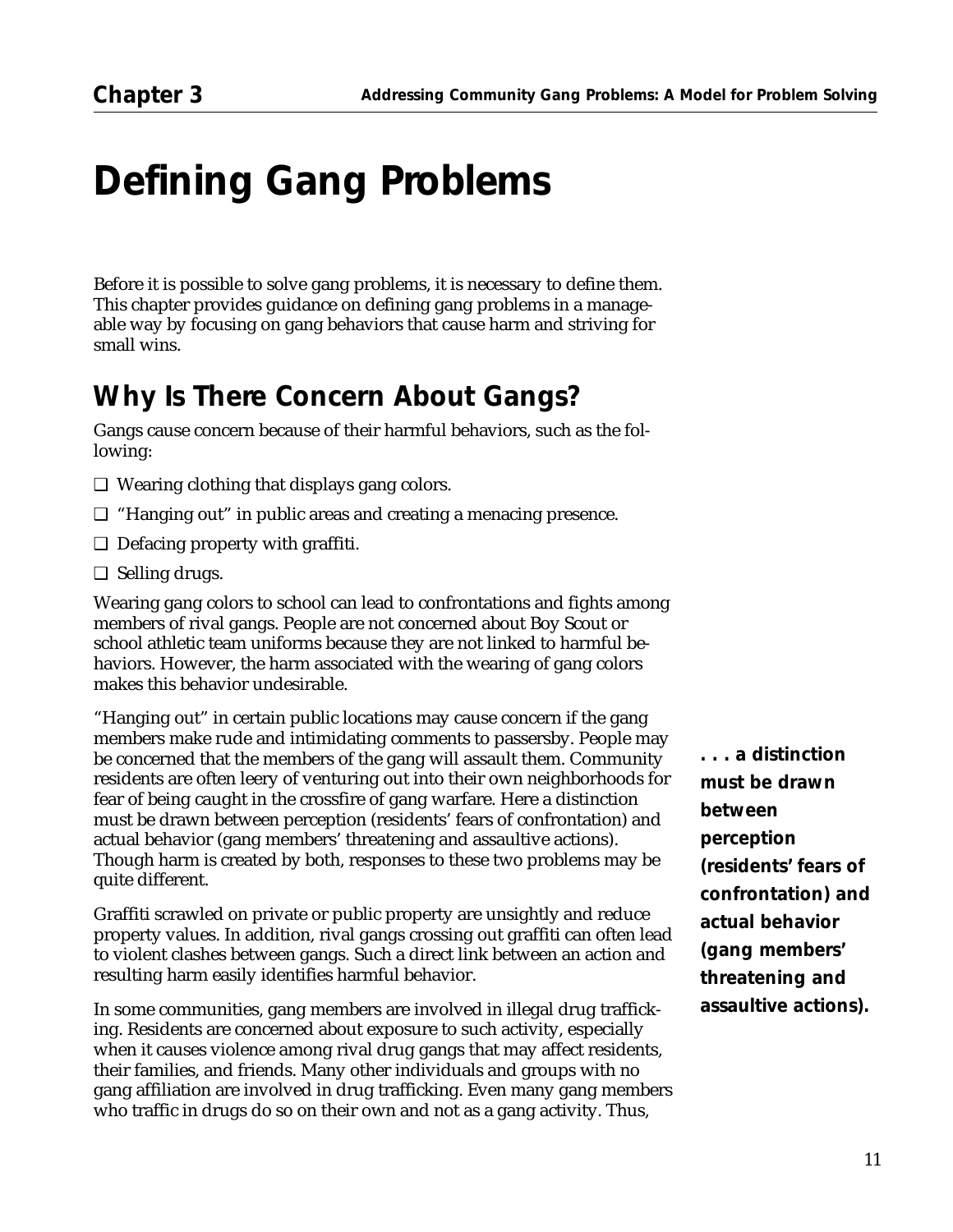# Defining Gang Problems

Before it is possible to solve gang problems, it is necessary to define them. This chapter provides guidance on defining gang problems in a manageable way by focusing on gang behaviors that cause harm and striving for small wins.

## Why Is There Concern About Gangs?

Gangs cause concern because of their harmful behaviors, such as the following:

- ❑ Wearing clothing that displays gang colors.
- ❑ "Hanging out" in public areas and creating a menacing presence.
- ❑ Defacing property with graffiti.
- ❑ Selling drugs.

Wearing gang colors to school can lead to confrontations and fights among members of rival gangs. People are not concerned about Boy Scout or school athletic team uniforms because they are not linked to harmful behaviors. However, the harm associated with the wearing of gang colors makes this behavior undesirable.

"Hanging out" in certain public locations may cause concern if the gang members make rude and intimidating comments to passersby. People may be concerned that the members of the gang will assault them. Community residents are often leery of venturing out into their own neighborhoods for fear of being caught in the crossfire of gang warfare. Here a distinction must be drawn between perception (residents' fears of confrontation) and actual behavior (gang members' threatening and assaultive actions). Though harm is created by both, responses to these two problems may be quite different.

**. . . a distinction must be drawn between perception (residents' fears of confrontation) and actual behavior (gang members' threatening and assaultive actions).**

Graffiti scrawled on private or public property are unsightly and reduce property values. In addition, rival gangs crossing out graffiti can often lead to violent clashes between gangs. Such a direct link between an action and resulting harm easily identifies harmful behavior.

In some communities, gang members are involved in illegal drug trafficking. Residents are concerned about exposure to such activity, especially when it causes violence among rival drug gangs that may affect residents, their families, and friends. Many other individuals and groups with no gang affiliation are involved in drug trafficking. Even many gang members who traffic in drugs do so on their own and not as a gang activity. Thus,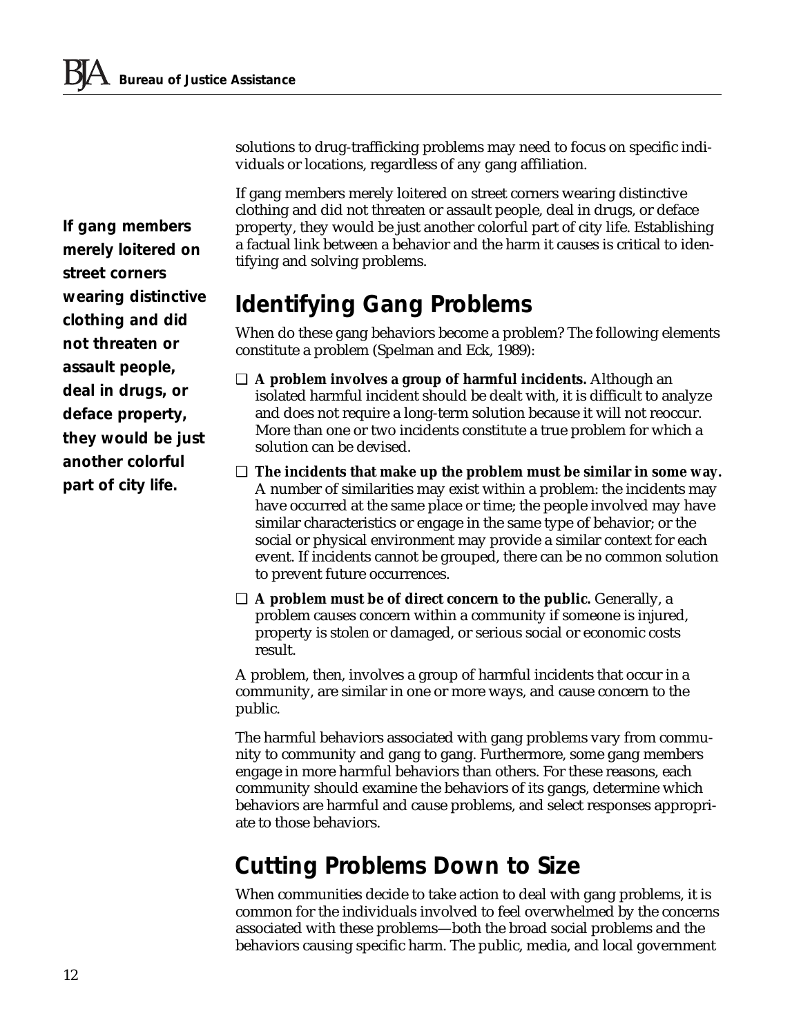solutions to drug-trafficking problems may need to focus on specific individuals or locations, regardless of any gang affiliation.

**If gang members merely loitered on street corners wearing distinctive clothing and did not threaten or assault people, deal in drugs, or deface property, they would be just another colorful part of city life.**

If gang members merely loitered on street corners wearing distinctive clothing and did not threaten or assault people, deal in drugs, or deface property, they would be just another colorful part of city life. Establishing a factual link between a behavior and the harm it causes is critical to identifying and solving problems.

## Identifying Gang Problems

When do these gang behaviors become a problem? The following elements constitute a problem (Spelman and Eck, 1989):

- **A problem involves a group of harmful incidents.** Although an isolated harmful incident should be dealt with, it is difficult to analyze and does not require a long-term solution because it will not reoccur. More than one or two incidents constitute a true problem for which a solution can be devised.
- **The incidents that make up the problem must be similar in some way.** A number of similarities may exist within a problem: the incidents may have occurred at the same place or time; the people involved may have similar characteristics or engage in the same type of behavior; or the social or physical environment may provide a similar context for each event. If incidents cannot be grouped, there can be no common solution to prevent future occurrences.
- **A problem must be of direct concern to the public.** Generally, a problem causes concern within a community if someone is injured, property is stolen or damaged, or serious social or economic costs result.

A problem, then, involves a group of harmful incidents that occur in a community, are similar in one or more ways, and cause concern to the public.

The harmful behaviors associated with gang problems vary from community to community and gang to gang. Furthermore, some gang members engage in more harmful behaviors than others. For these reasons, each community should examine the behaviors of its gangs, determine which behaviors are harmful and cause problems, and select responses appropriate to those behaviors.

## Cutting Problems Down to Size

When communities decide to take action to deal with gang problems, it is common for the individuals involved to feel overwhelmed by the concerns associated with these problems—both the broad social problems and the behaviors causing specific harm. The public, media, and local government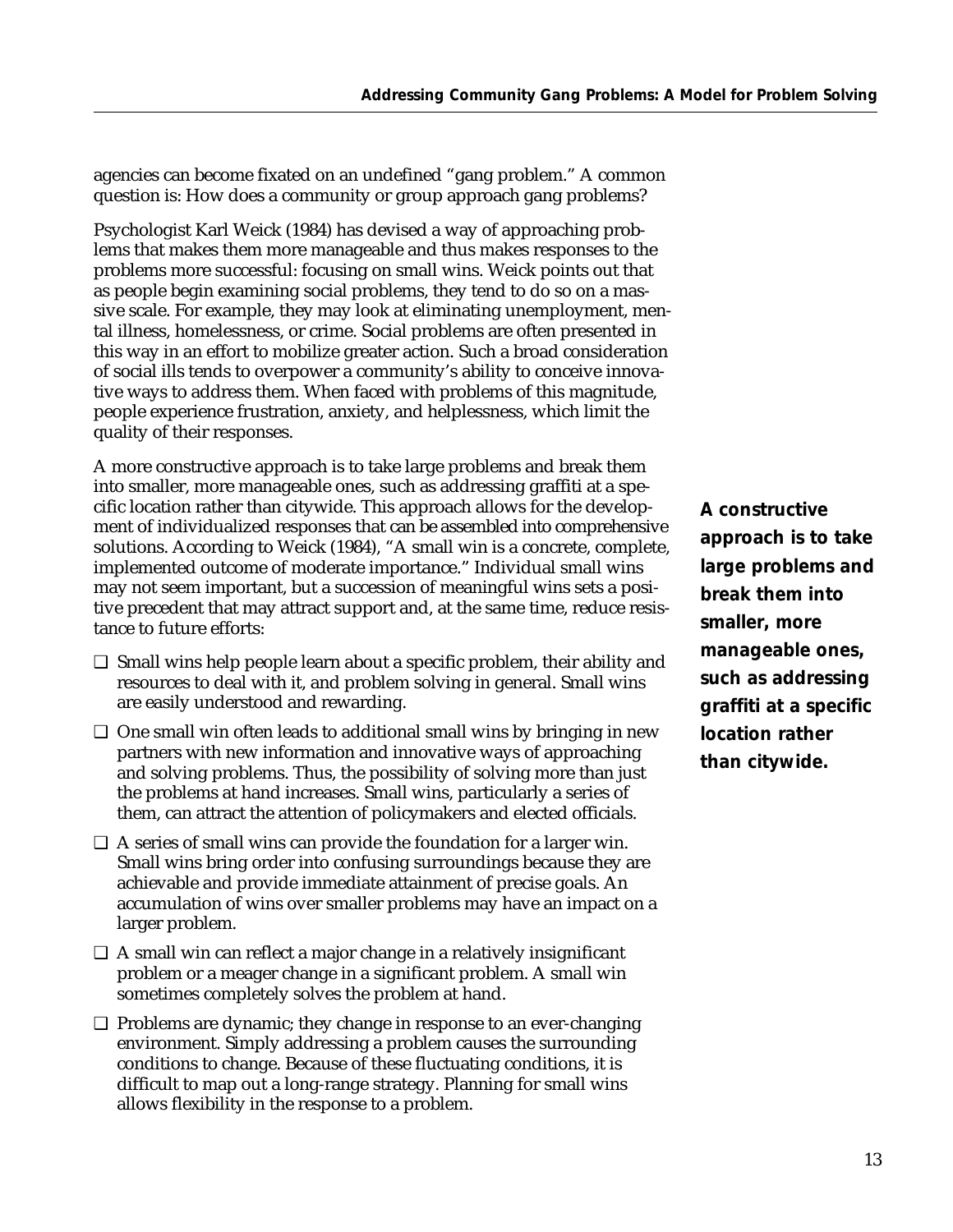agencies can become fixated on an undefined "gang problem." A common question is: How does a community or group approach gang problems?

Psychologist Karl Weick (1984) has devised a way of approaching problems that makes them more manageable and thus makes responses to the problems more successful: focusing on small wins. Weick points out that as people begin examining social problems, they tend to do so on a massive scale. For example, they may look at eliminating unemployment, mental illness, homelessness, or crime. Social problems are often presented in this way in an effort to mobilize greater action. Such a broad consideration of social ills tends to overpower a community's ability to conceive innovative ways to address them. When faced with problems of this magnitude, people experience frustration, anxiety, and helplessness, which limit the quality of their responses.

A more constructive approach is to take large problems and break them into smaller, more manageable ones, such as addressing graffiti at a specific location rather than citywide. This approach allows for the development of individualized responses that can be assembled into comprehensive solutions. According to Weick (1984), "A small win is a concrete, complete, implemented outcome of moderate importance." Individual small wins may not seem important, but a succession of meaningful wins sets a positive precedent that may attract support and, at the same time, reduce resistance to future efforts:

**A constructive approach is to take large problems and break them into smaller, more manageable ones, such as addressing graffiti at a specific location rather than citywide.**

- Small wins help people learn about a specific problem, their ability and resources to deal with it, and problem solving in general. Small wins are easily understood and rewarding.
- One small win often leads to additional small wins by bringing in new partners with new information and innovative ways of approaching and solving problems. Thus, the possibility of solving more than just the problems at hand increases. Small wins, particularly a series of them, can attract the attention of policymakers and elected officials.
- A series of small wins can provide the foundation for a larger win. Small wins bring order into confusing surroundings because they are achievable and provide immediate attainment of precise goals. An accumulation of wins over smaller problems may have an impact on a larger problem.
- A small win can reflect a major change in a relatively insignificant problem or a meager change in a significant problem. A small win sometimes completely solves the problem at hand.
- Problems are dynamic; they change in response to an ever-changing environment. Simply addressing a problem causes the surrounding conditions to change. Because of these fluctuating conditions, it is difficult to map out a long-range strategy. Planning for small wins allows flexibility in the response to a problem.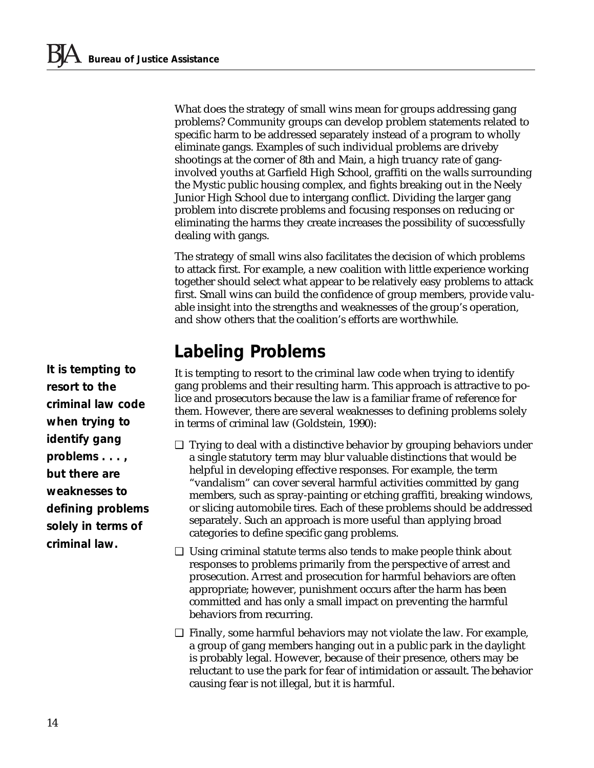What does the strategy of small wins mean for groups addressing gang problems? Community groups can develop problem statements related to specific harm to be addressed separately instead of a program to wholly eliminate gangs. Examples of such individual problems are driveby shootings at the corner of 8th and Main, a high truancy rate of gang-involved youths at Garfield High School, graffiti on the walls surrounding the Mystic public housing complex, and fights breaking out in the Neely Junior High School due to intergang conflict. Dividing the larger gang problem into discrete problems and focusing responses on reducing or eliminating the harms they create increases the possibility of successfully dealing with gangs.

The strategy of small wins also facilitates the decision of which problems to attack first. For example, a new coalition with little experience working together should select what appear to be relatively easy problems to attack first. Small wins can build the confidence of group members, provide valuable insight into the strengths and weaknesses of the group's operation, and show others that the coalition's efforts are worthwhile.

## Labeling Problems

**It is tempting to resort to the criminal law code when trying to identify gang problems . . . , but there are weaknesses to defining problems solely in terms of criminal law.**

It is tempting to resort to the criminal law code when trying to identify gang problems and their resulting harm. This approach is attractive to police and prosecutors because the law is a familiar frame of reference for them. However, there are several weaknesses to defining problems solely in terms of criminal law (Goldstein, 1990):

- Trying to deal with a distinctive behavior by grouping behaviors under a single statutory term may blur valuable distinctions that would be helpful in developing effective responses. For example, the term "vandalism" can cover several harmful activities committed by gang members, such as spray-painting or etching graffiti, breaking windows, or slicing automobile tires. Each of these problems should be addressed separately. Such an approach is more useful than applying broad categories to define specific gang problems.
- Using criminal statute terms also tends to make people think about responses to problems primarily from the perspective of arrest and prosecution. Arrest and prosecution for harmful behaviors are often appropriate; however, punishment occurs after the harm has been committed and has only a small impact on preventing the harmful behaviors from recurring.
- Finally, some harmful behaviors may not violate the law. For example, a group of gang members hanging out in a public park in the daylight is probably legal. However, because of their presence, others may be reluctant to use the park for fear of intimidation or assault. The behavior causing fear is not illegal, but it is harmful.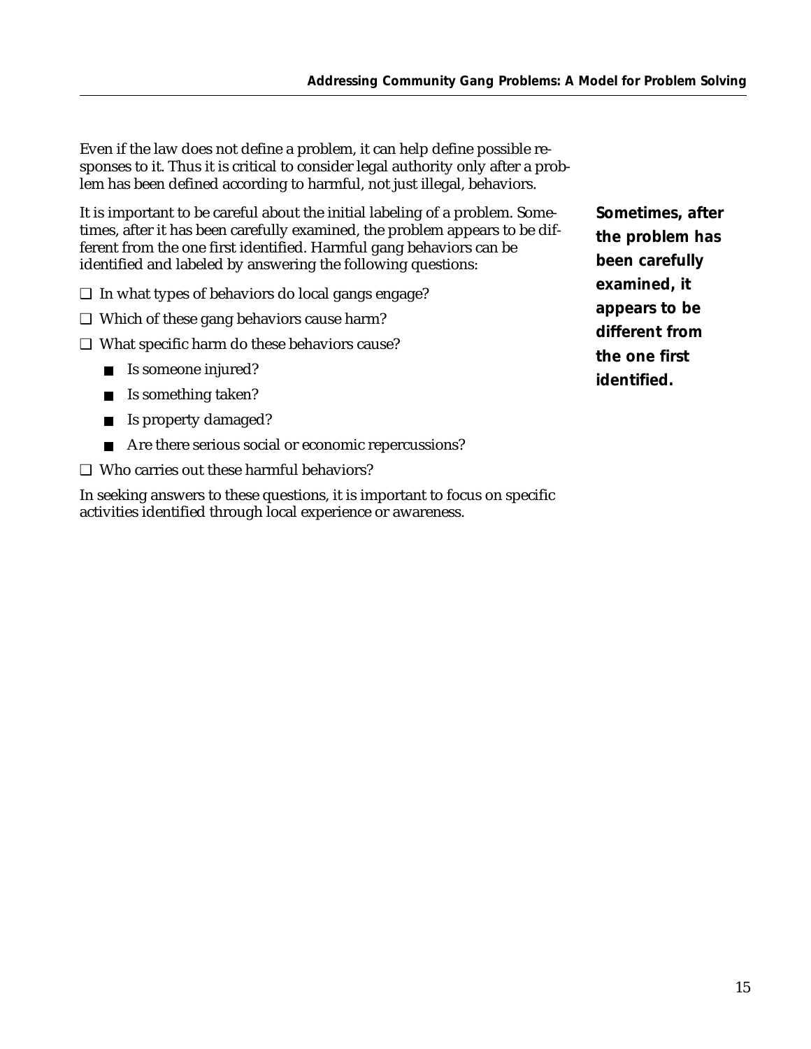Even if the law does not define a problem, it can help define possible responses to it. Thus it is critical to consider legal authority only after a problem has been defined according to harmful, not just illegal, behaviors.

It is important to be careful about the initial labeling of a problem. Sometimes, after it has been carefully examined, the problem appears to be different from the one first identified. Harmful gang behaviors can be identified and labeled by answering the following questions:

**Sometimes, after the problem has been carefully examined, it appears to be different from the one first identified.**

- ❑ In what types of behaviors do local gangs engage?
- ❑ Which of these gang behaviors cause harm?
- ❑ What specific harm do these behaviors cause?
  - Is someone injured?
  - Is something taken?
  - Is property damaged?
  - Are there serious social or economic repercussions?
- ❑ Who carries out these harmful behaviors?

In seeking answers to these questions, it is important to focus on specific activities identified through local experience or awareness.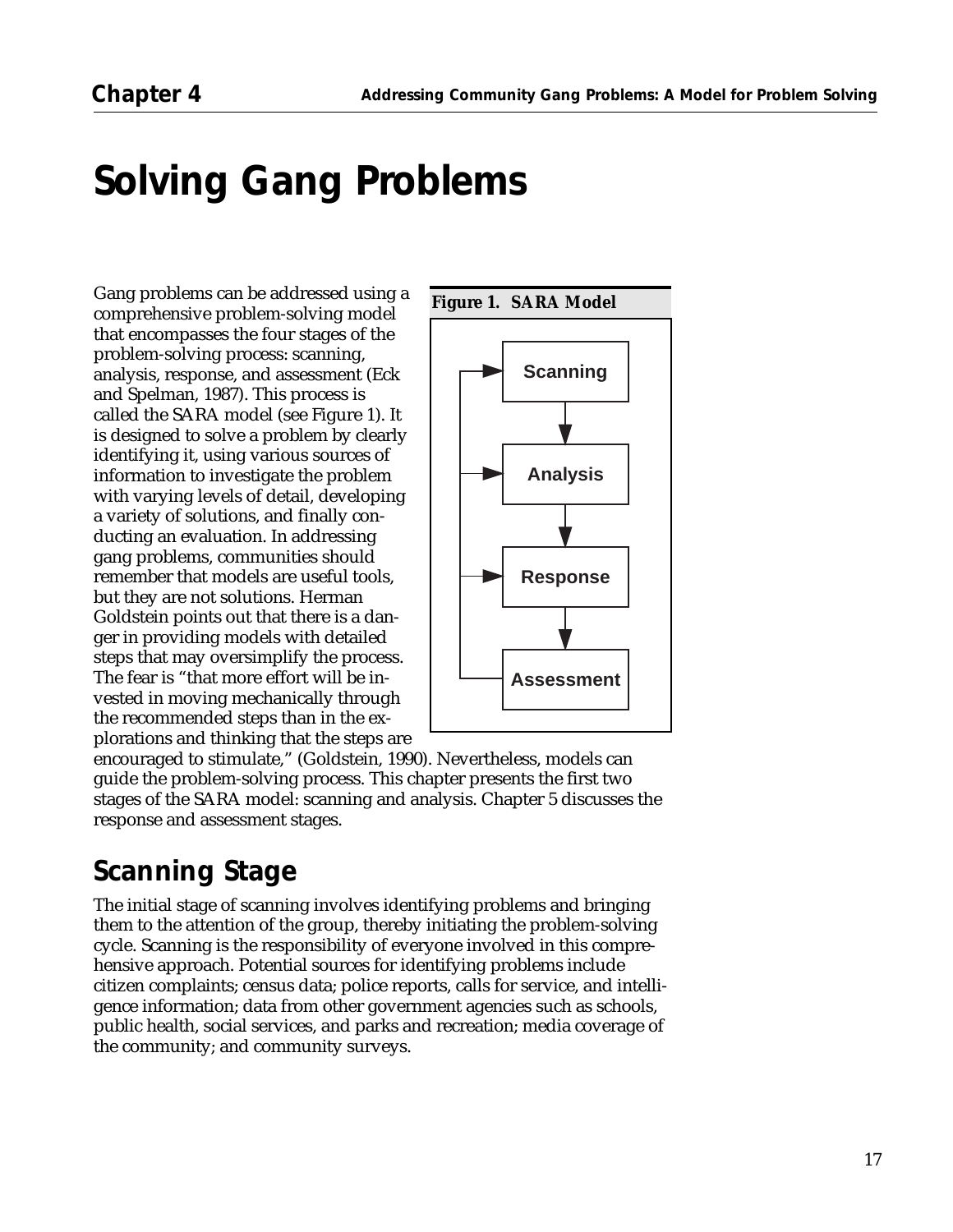# Solving Gang Problems

Gang problems can be addressed using a comprehensive problem-solving model that encompasses the four stages of the problem-solving process: scanning, analysis, response, and assessment (Eck and Spelman, 1987). This process is called the SARA model (see Figure 1). It is designed to solve a problem by clearly identifying it, using various sources of information to investigate the problem with varying levels of detail, developing a variety of solutions, and finally conducting an evaluation. In addressing gang problems, communities should remember that models are useful tools, but they are not solutions. Herman Goldstein points out that there is a danger in providing models with detailed steps that may oversimplify the process. The fear is "that more effort will be invested in moving mechanically through the recommended steps than in the explorations and thinking that the steps are encouraged to stimulate," (Goldstein, 1990). Nevertheless, models can guide the problem-solving process. This chapter presents the first two stages of the SARA model: scanning and analysis. Chapter 5 discusses the response and assessment stages.

***Figure 1. SARA Model***

Scanning → Analysis → Response → Assessment (with feedback from Assessment to Scanning, Analysis, and Response)

## Scanning Stage

The initial stage of scanning involves identifying problems and bringing them to the attention of the group, thereby initiating the problem-solving cycle. Scanning is the responsibility of everyone involved in this comprehensive approach. Potential sources for identifying problems include citizen complaints; census data; police reports, calls for service, and intelligence information; data from other government agencies such as schools, public health, social services, and parks and recreation; media coverage of the community; and community surveys.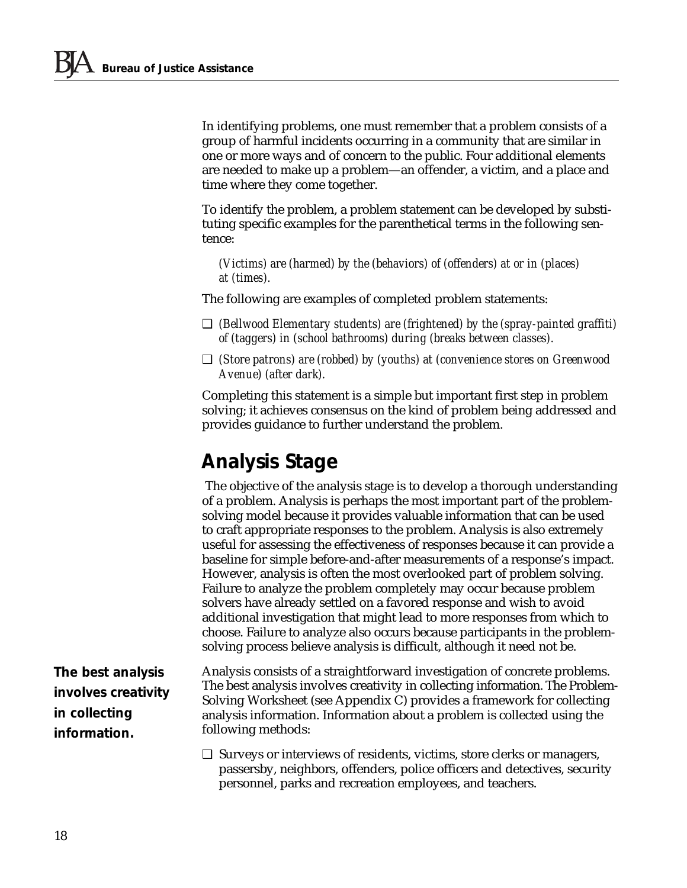In identifying problems, one must remember that a problem consists of a group of harmful incidents occurring in a community that are similar in one or more ways and of concern to the public. Four additional elements are needed to make up a problem—an offender, a victim, and a place and time where they come together.

To identify the problem, a problem statement can be developed by substituting specific examples for the parenthetical terms in the following sentence:

> *(Victims) are (harmed) by the (behaviors) of (offenders) at or in (places) at (times).*

The following are examples of completed problem statements:

- *(Bellwood Elementary students) are (frightened) by the (spray-painted graffiti) of (taggers) in (school bathrooms) during (breaks between classes).*
- *(Store patrons) are (robbed) by (youths) at (convenience stores on Greenwood Avenue) (after dark).*

Completing this statement is a simple but important first step in problem solving; it achieves consensus on the kind of problem being addressed and provides guidance to further understand the problem.

## Analysis Stage

The objective of the analysis stage is to develop a thorough understanding of a problem. Analysis is perhaps the most important part of the problem-solving model because it provides valuable information that can be used to craft appropriate responses to the problem. Analysis is also extremely useful for assessing the effectiveness of responses because it can provide a baseline for simple before-and-after measurements of a response's impact. However, analysis is often the most overlooked part of problem solving. Failure to analyze the problem completely may occur because problem solvers have already settled on a favored response and wish to avoid additional investigation that might lead to more responses from which to choose. Failure to analyze also occurs because participants in the problem-solving process believe analysis is difficult, although it need not be.

**The best analysis involves creativity in collecting information.**

Analysis consists of a straightforward investigation of concrete problems. The best analysis involves creativity in collecting information. The Problem-Solving Worksheet (see Appendix C) provides a framework for collecting analysis information. Information about a problem is collected using the following methods:

- Surveys or interviews of residents, victims, store clerks or managers, passersby, neighbors, offenders, police officers and detectives, security personnel, parks and recreation employees, and teachers.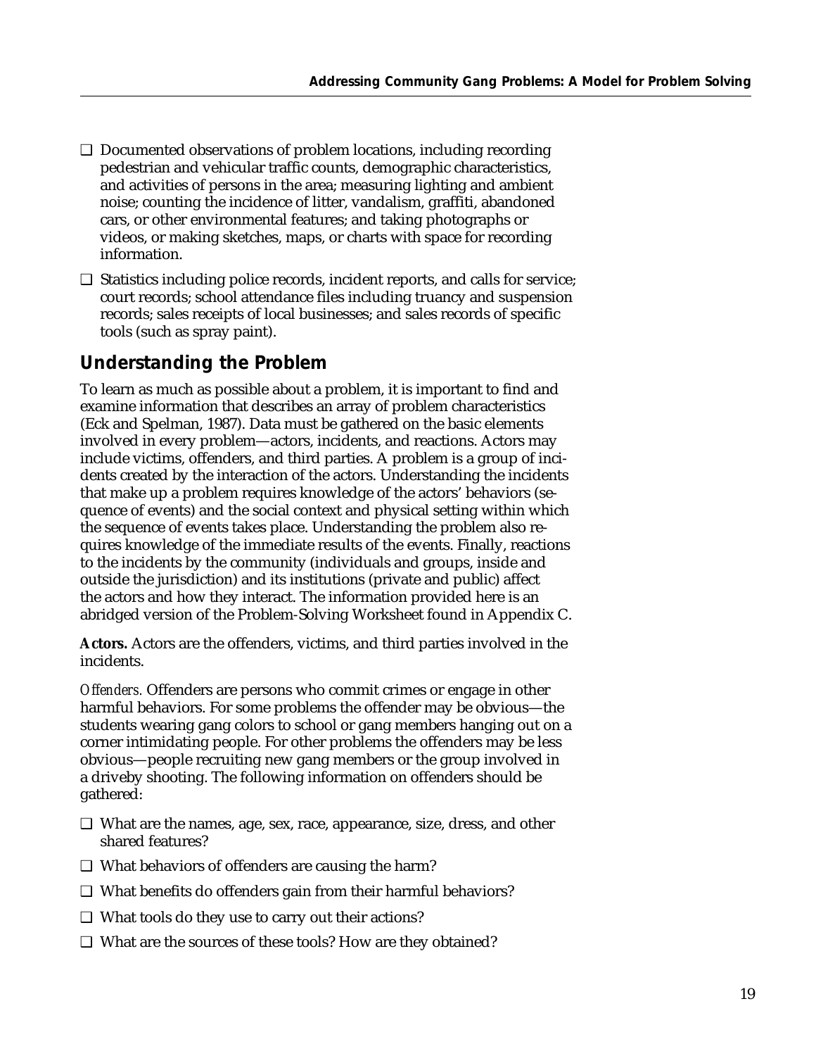- ❑ Documented observations of problem locations, including recording pedestrian and vehicular traffic counts, demographic characteristics, and activities of persons in the area; measuring lighting and ambient noise; counting the incidence of litter, vandalism, graffiti, abandoned cars, or other environmental features; and taking photographs or videos, or making sketches, maps, or charts with space for recording information.
- ❑ Statistics including police records, incident reports, and calls for service; court records; school attendance files including truancy and suspension records; sales receipts of local businesses; and sales records of specific tools (such as spray paint).

## Understanding the Problem

To learn as much as possible about a problem, it is important to find and examine information that describes an array of problem characteristics (Eck and Spelman, 1987). Data must be gathered on the basic elements involved in every problem—actors, incidents, and reactions. Actors may include victims, offenders, and third parties. A problem is a group of incidents created by the interaction of the actors. Understanding the incidents that make up a problem requires knowledge of the actors' behaviors (sequence of events) and the social context and physical setting within which the sequence of events takes place. Understanding the problem also requires knowledge of the immediate results of the events. Finally, reactions to the incidents by the community (individuals and groups, inside and outside the jurisdiction) and its institutions (private and public) affect the actors and how they interact. The information provided here is an abridged version of the Problem-Solving Worksheet found in Appendix C.

**Actors.** Actors are the offenders, victims, and third parties involved in the incidents.

*Offenders.* Offenders are persons who commit crimes or engage in other harmful behaviors. For some problems the offender may be obvious—the students wearing gang colors to school or gang members hanging out on a corner intimidating people. For other problems the offenders may be less obvious—people recruiting new gang members or the group involved in a driveby shooting. The following information on offenders should be gathered:

- ❑ What are the names, age, sex, race, appearance, size, dress, and other shared features?
- ❑ What behaviors of offenders are causing the harm?
- ❑ What benefits do offenders gain from their harmful behaviors?
- ❑ What tools do they use to carry out their actions?
- ❑ What are the sources of these tools? How are they obtained?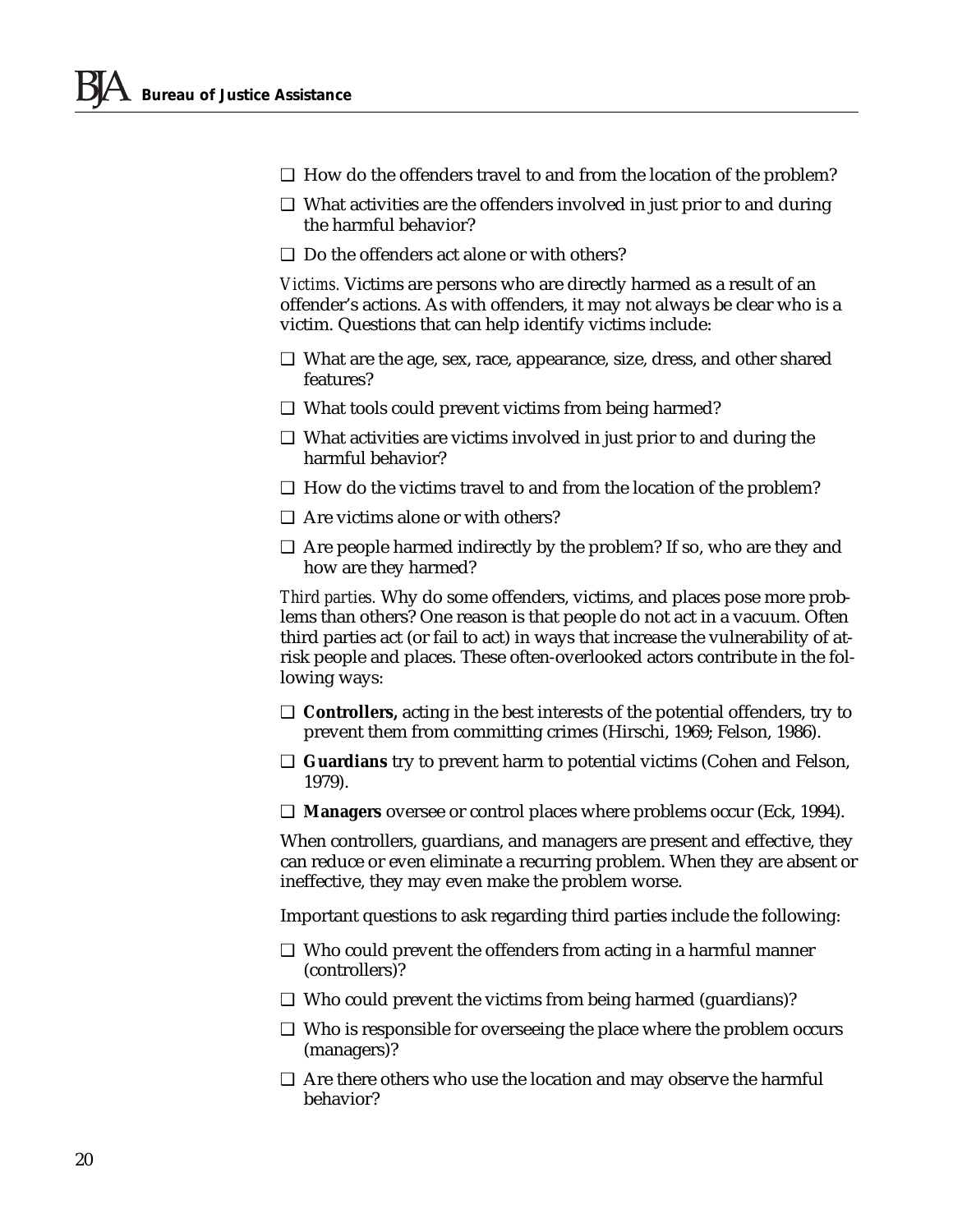- ❑ How do the offenders travel to and from the location of the problem?
- ❑ What activities are the offenders involved in just prior to and during the harmful behavior?
- ❑ Do the offenders act alone or with others?

*Victims.* Victims are persons who are directly harmed as a result of an offender's actions. As with offenders, it may not always be clear who is a victim. Questions that can help identify victims include:

- ❑ What are the age, sex, race, appearance, size, dress, and other shared features?
- ❑ What tools could prevent victims from being harmed?
- ❑ What activities are victims involved in just prior to and during the harmful behavior?
- ❑ How do the victims travel to and from the location of the problem?
- ❑ Are victims alone or with others?
- ❑ Are people harmed indirectly by the problem? If so, who are they and how are they harmed?

*Third parties.* Why do some offenders, victims, and places pose more problems than others? One reason is that people do not act in a vacuum. Often third parties act (or fail to act) in ways that increase the vulnerability of at-risk people and places. These often-overlooked actors contribute in the following ways:

- ❑ **Controllers,** acting in the best interests of the potential offenders, try to prevent them from committing crimes (Hirschi, 1969; Felson, 1986).
- ❑ **Guardians** try to prevent harm to potential victims (Cohen and Felson, 1979).
- ❑ **Managers** oversee or control places where problems occur (Eck, 1994).

When controllers, guardians, and managers are present and effective, they can reduce or even eliminate a recurring problem. When they are absent or ineffective, they may even make the problem worse.

Important questions to ask regarding third parties include the following:

- ❑ Who could prevent the offenders from acting in a harmful manner (controllers)?
- ❑ Who could prevent the victims from being harmed (guardians)?
- ❑ Who is responsible for overseeing the place where the problem occurs (managers)?
- ❑ Are there others who use the location and may observe the harmful behavior?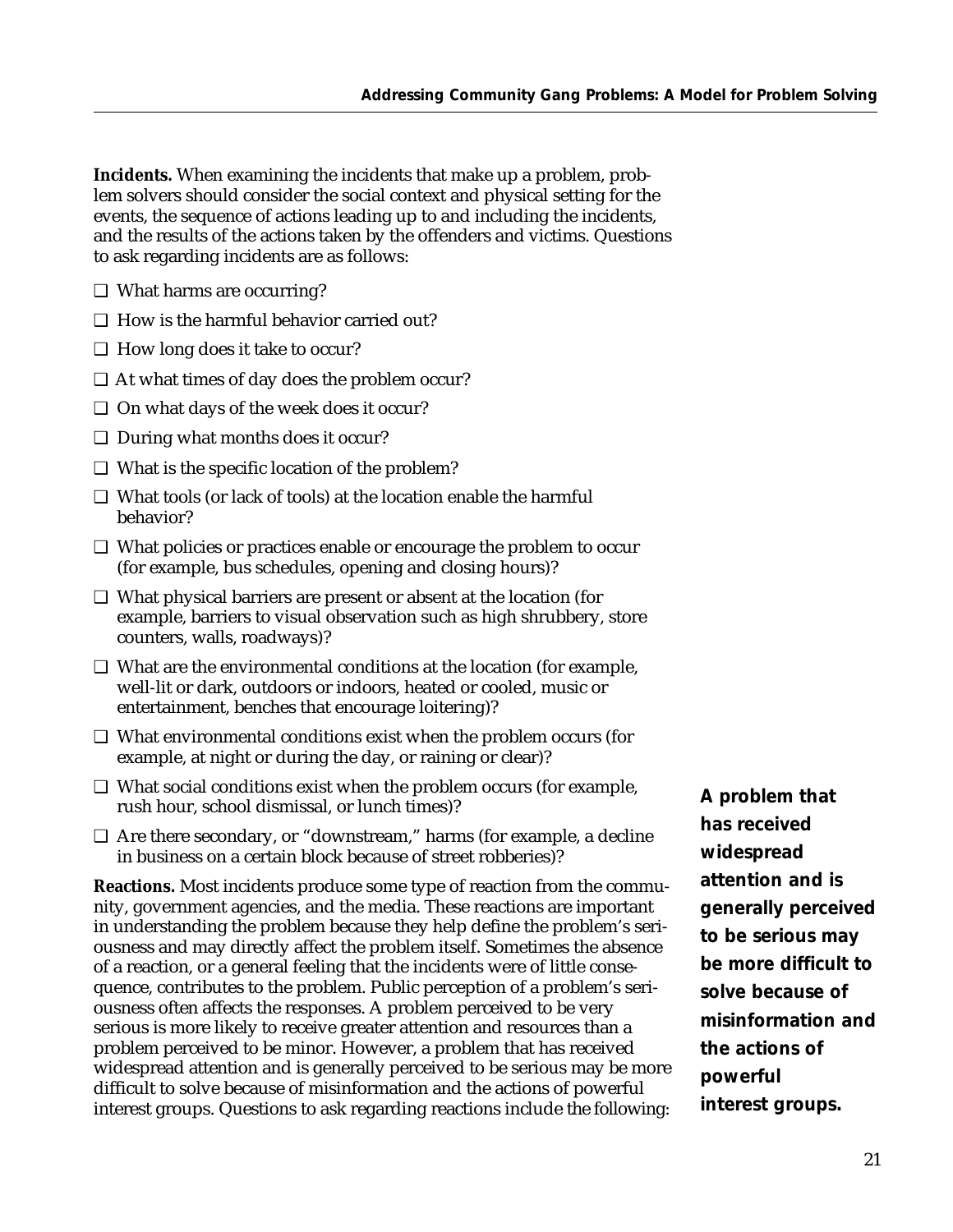**Incidents.** When examining the incidents that make up a problem, problem solvers should consider the social context and physical setting for the events, the sequence of actions leading up to and including the incidents, and the results of the actions taken by the offenders and victims. Questions to ask regarding incidents are as follows:

- ❑ What harms are occurring?
- ❑ How is the harmful behavior carried out?
- ❑ How long does it take to occur?
- ❑ At what times of day does the problem occur?
- ❑ On what days of the week does it occur?
- ❑ During what months does it occur?
- ❑ What is the specific location of the problem?
- ❑ What tools (or lack of tools) at the location enable the harmful behavior?
- ❑ What policies or practices enable or encourage the problem to occur (for example, bus schedules, opening and closing hours)?
- ❑ What physical barriers are present or absent at the location (for example, barriers to visual observation such as high shrubbery, store counters, walls, roadways)?
- ❑ What are the environmental conditions at the location (for example, well-lit or dark, outdoors or indoors, heated or cooled, music or entertainment, benches that encourage loitering)?
- ❑ What environmental conditions exist when the problem occurs (for example, at night or during the day, or raining or clear)?
- ❑ What social conditions exist when the problem occurs (for example, rush hour, school dismissal, or lunch times)?
- ❑ Are there secondary, or "downstream," harms (for example, a decline in business on a certain block because of street robberies)?

**Reactions.** Most incidents produce some type of reaction from the community, government agencies, and the media. These reactions are important in understanding the problem because they help define the problem's seriousness and may directly affect the problem itself. Sometimes the absence of a reaction, or a general feeling that the incidents were of little consequence, contributes to the problem. Public perception of a problem's seriousness often affects the responses. A problem perceived to be very serious is more likely to receive greater attention and resources than a problem perceived to be minor. However, a problem that has received widespread attention and is generally perceived to be serious may be more difficult to solve because of misinformation and the actions of powerful interest groups. Questions to ask regarding reactions include the following:

**A problem that has received widespread attention and is generally perceived to be serious may be more difficult to solve because of misinformation and the actions of powerful interest groups.**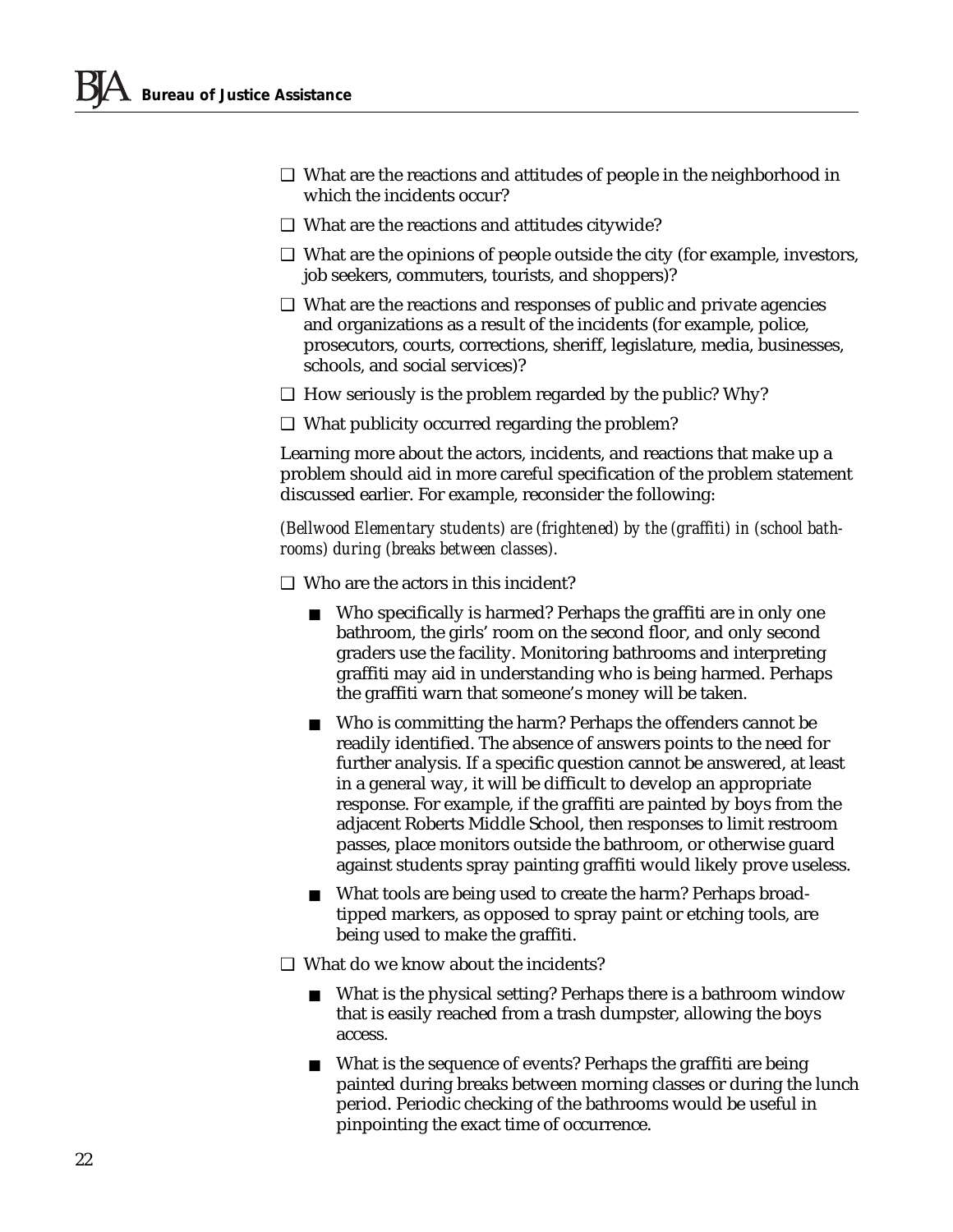- ❑ What are the reactions and attitudes of people in the neighborhood in which the incidents occur?
- ❑ What are the reactions and attitudes citywide?
- ❑ What are the opinions of people outside the city (for example, investors, job seekers, commuters, tourists, and shoppers)?
- ❑ What are the reactions and responses of public and private agencies and organizations as a result of the incidents (for example, police, prosecutors, courts, corrections, sheriff, legislature, media, businesses, schools, and social services)?
- ❑ How seriously is the problem regarded by the public? Why?
- ❑ What publicity occurred regarding the problem?

Learning more about the actors, incidents, and reactions that make up a problem should aid in more careful specification of the problem statement discussed earlier. For example, reconsider the following:

*(Bellwood Elementary students) are (frightened) by the (graffiti) in (school bathrooms) during (breaks between classes).*

- ❑ Who are the actors in this incident?
  - ■ Who specifically is harmed? Perhaps the graffiti are in only one bathroom, the girls' room on the second floor, and only second graders use the facility. Monitoring bathrooms and interpreting graffiti may aid in understanding who is being harmed. Perhaps the graffiti warn that someone's money will be taken.
  - ■ Who is committing the harm? Perhaps the offenders cannot be readily identified. The absence of answers points to the need for further analysis. If a specific question cannot be answered, at least in a general way, it will be difficult to develop an appropriate response. For example, if the graffiti are painted by boys from the adjacent Roberts Middle School, then responses to limit restroom passes, place monitors outside the bathroom, or otherwise guard against students spray painting graffiti would likely prove useless.
  - ■ What tools are being used to create the harm? Perhaps broad-tipped markers, as opposed to spray paint or etching tools, are being used to make the graffiti.
- ❑ What do we know about the incidents?
  - ■ What is the physical setting? Perhaps there is a bathroom window that is easily reached from a trash dumpster, allowing the boys access.
  - ■ What is the sequence of events? Perhaps the graffiti are being painted during breaks between morning classes or during the lunch period. Periodic checking of the bathrooms would be useful in pinpointing the exact time of occurrence.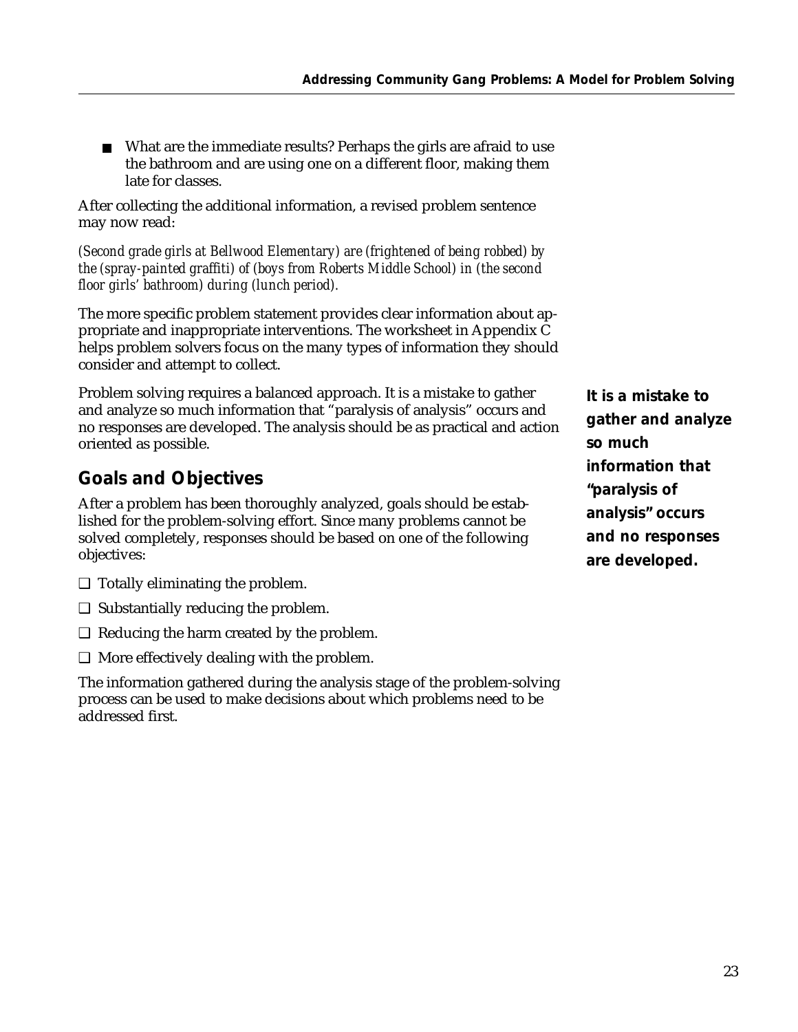- What are the immediate results? Perhaps the girls are afraid to use the bathroom and are using one on a different floor, making them late for classes.

After collecting the additional information, a revised problem sentence may now read:

*(Second grade girls at Bellwood Elementary) are (frightened of being robbed) by the (spray-painted graffiti) of (boys from Roberts Middle School) in (the second floor girls' bathroom) during (lunch period).*

The more specific problem statement provides clear information about appropriate and inappropriate interventions. The worksheet in Appendix C helps problem solvers focus on the many types of information they should consider and attempt to collect.

Problem solving requires a balanced approach. It is a mistake to gather and analyze so much information that "paralysis of analysis" occurs and no responses are developed. The analysis should be as practical and action oriented as possible.

**It is a mistake to gather and analyze so much information that "paralysis of analysis" occurs and no responses are developed.**

## Goals and Objectives

After a problem has been thoroughly analyzed, goals should be established for the problem-solving effort. Since many problems cannot be solved completely, responses should be based on one of the following objectives:

- ❑ Totally eliminating the problem.
- ❑ Substantially reducing the problem.
- ❑ Reducing the harm created by the problem.
- ❑ More effectively dealing with the problem.

The information gathered during the analysis stage of the problem-solving process can be used to make decisions about which problems need to be addressed first.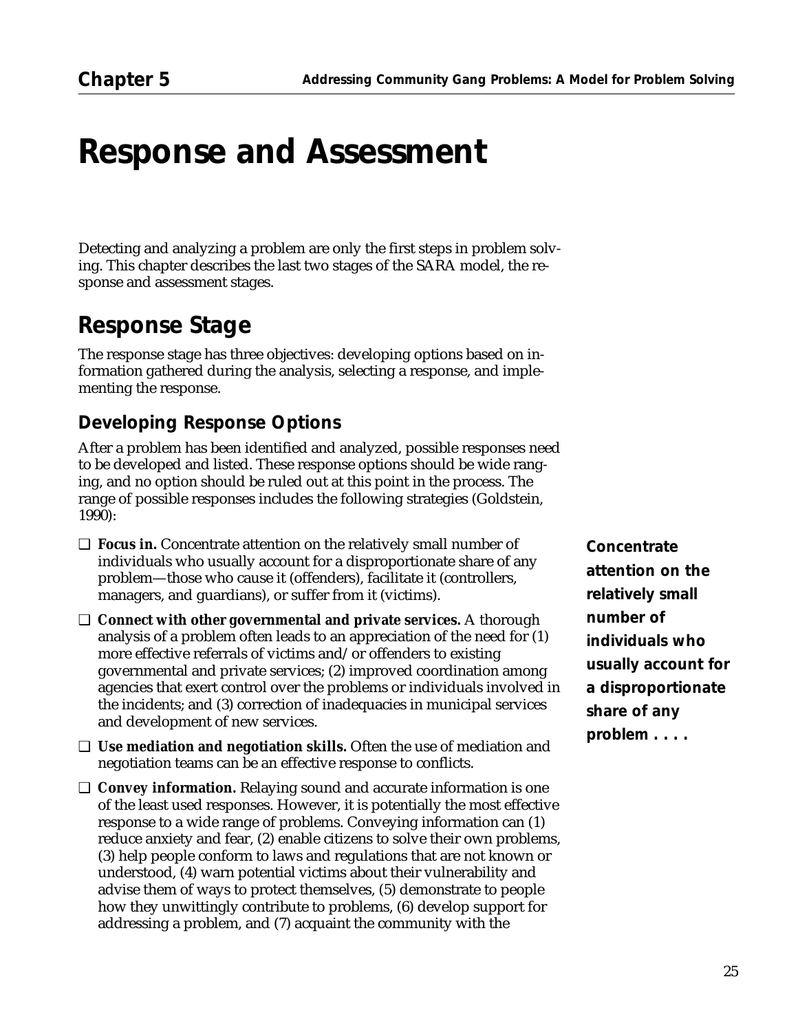# Response and Assessment

Detecting and analyzing a problem are only the first steps in problem solving. This chapter describes the last two stages of the SARA model, the response and assessment stages.

## Response Stage

The response stage has three objectives: developing options based on information gathered during the analysis, selecting a response, and implementing the response.

### Developing Response Options

After a problem has been identified and analyzed, possible responses need to be developed and listed. These response options should be wide ranging, and no option should be ruled out at this point in the process. The range of possible responses includes the following strategies (Goldstein, 1990):

- **Focus in.** Concentrate attention on the relatively small number of individuals who usually account for a disproportionate share of any problem—those who cause it (offenders), facilitate it (controllers, managers, and guardians), or suffer from it (victims).
- **Connect with other governmental and private services.** A thorough analysis of a problem often leads to an appreciation of the need for (1) more effective referrals of victims and/or offenders to existing governmental and private services; (2) improved coordination among agencies that exert control over the problems or individuals involved in the incidents; and (3) correction of inadequacies in municipal services and development of new services.
- **Use mediation and negotiation skills.** Often the use of mediation and negotiation teams can be an effective response to conflicts.
- **Convey information.** Relaying sound and accurate information is one of the least used responses. However, it is potentially the most effective response to a wide range of problems. Conveying information can (1) reduce anxiety and fear, (2) enable citizens to solve their own problems, (3) help people conform to laws and regulations that are not known or understood, (4) warn potential victims about their vulnerability and advise them of ways to protect themselves, (5) demonstrate to people how they unwittingly contribute to problems, (6) develop support for addressing a problem, and (7) acquaint the community with the

**Concentrate attention on the relatively small number of individuals who usually account for a disproportionate share of any problem . . . .**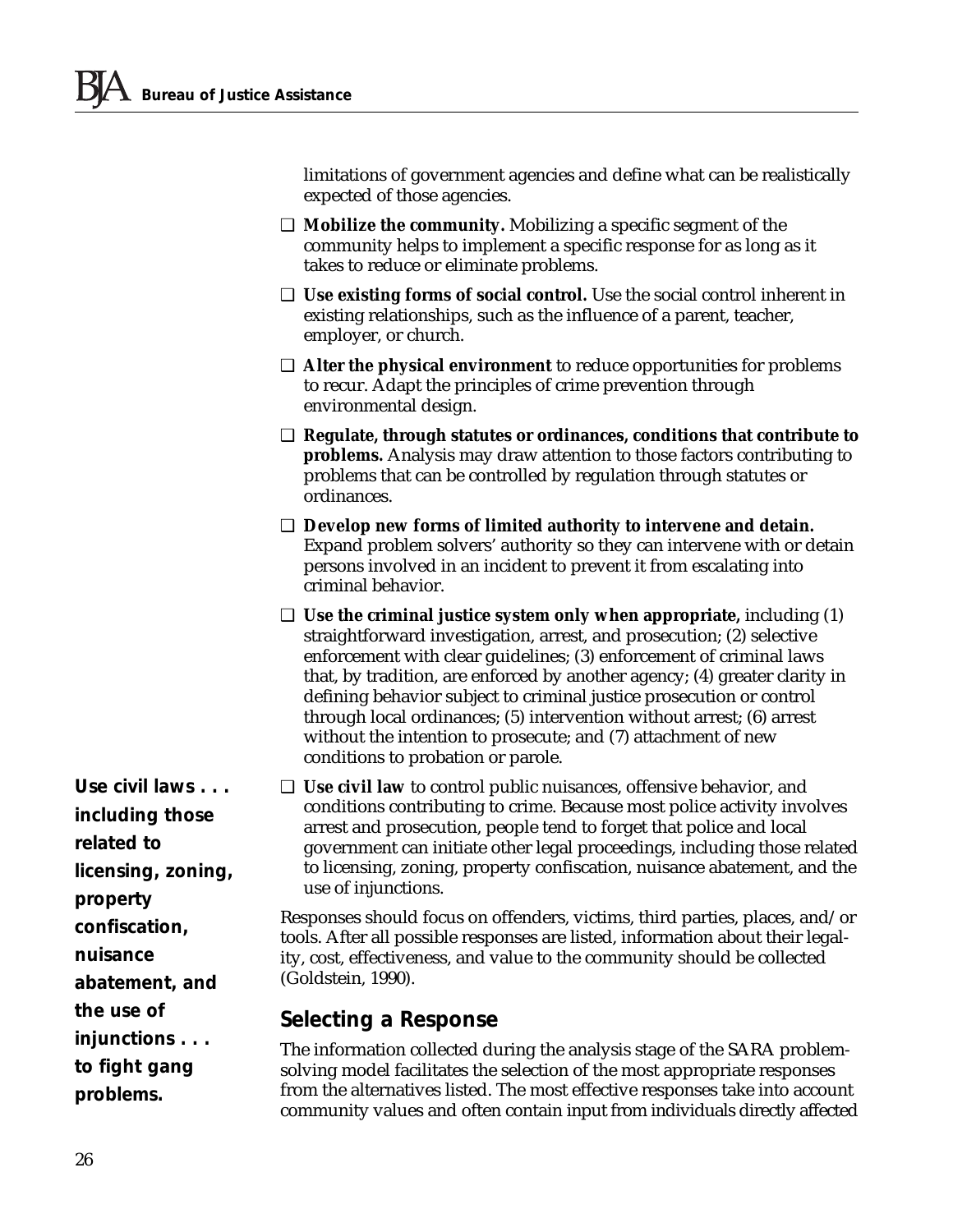limitations of government agencies and define what can be realistically expected of those agencies.

- ❑ **Mobilize the community.** Mobilizing a specific segment of the community helps to implement a specific response for as long as it takes to reduce or eliminate problems.
- ❑ **Use existing forms of social control.** Use the social control inherent in existing relationships, such as the influence of a parent, teacher, employer, or church.
- ❑ **Alter the physical environment** to reduce opportunities for problems to recur. Adapt the principles of crime prevention through environmental design.
- ❑ **Regulate, through statutes or ordinances, conditions that contribute to problems.** Analysis may draw attention to those factors contributing to problems that can be controlled by regulation through statutes or ordinances.
- ❑ **Develop new forms of limited authority to intervene and detain.** Expand problem solvers' authority so they can intervene with or detain persons involved in an incident to prevent it from escalating into criminal behavior.
- ❑ **Use the criminal justice system only when appropriate,** including (1) straightforward investigation, arrest, and prosecution; (2) selective enforcement with clear guidelines; (3) enforcement of criminal laws that, by tradition, are enforced by another agency; (4) greater clarity in defining behavior subject to criminal justice prosecution or control through local ordinances; (5) intervention without arrest; (6) arrest without the intention to prosecute; and (7) attachment of new conditions to probation or parole.
- ❑ **Use civil law** to control public nuisances, offensive behavior, and conditions contributing to crime. Because most police activity involves arrest and prosecution, people tend to forget that police and local government can initiate other legal proceedings, including those related to licensing, zoning, property confiscation, nuisance abatement, and the use of injunctions.

**Use civil laws . . . including those related to licensing, zoning, property confiscation, nuisance abatement, and the use of injunctions . . . to fight gang problems.**

Responses should focus on offenders, victims, third parties, places, and/or tools. After all possible responses are listed, information about their legality, cost, effectiveness, and value to the community should be collected (Goldstein, 1990).

## Selecting a Response

The information collected during the analysis stage of the SARA problem-solving model facilitates the selection of the most appropriate responses from the alternatives listed. The most effective responses take into account community values and often contain input from individuals directly affected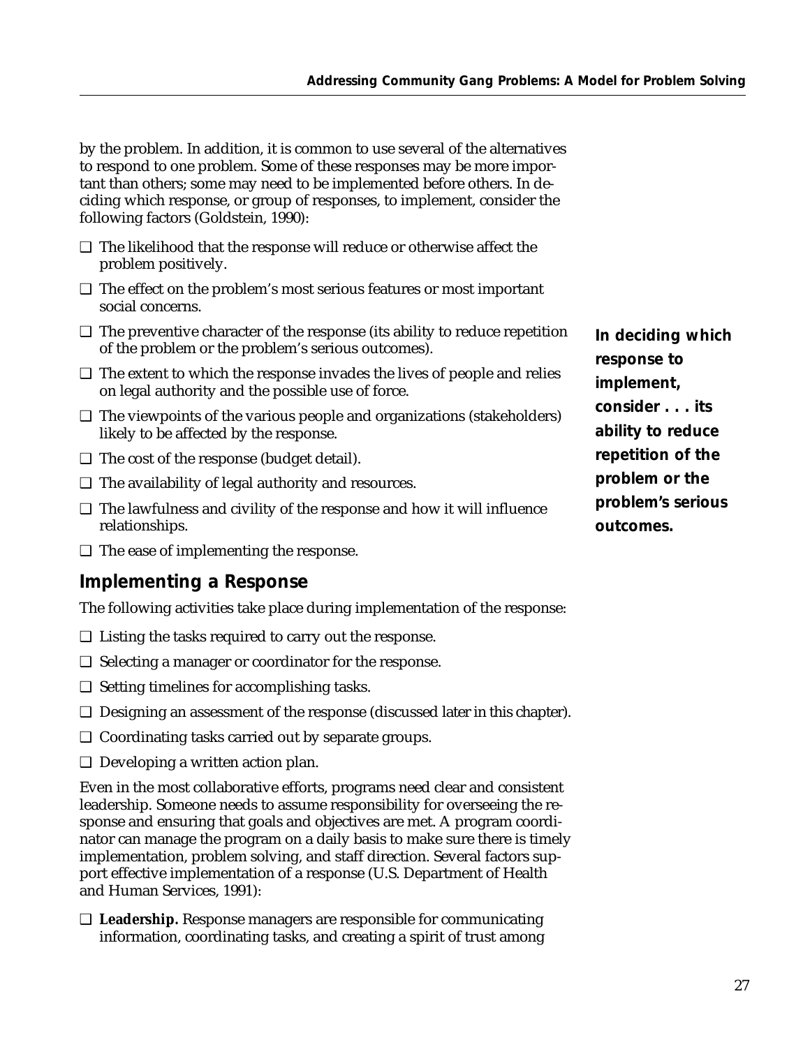by the problem. In addition, it is common to use several of the alternatives to respond to one problem. Some of these responses may be more important than others; some may need to be implemented before others. In deciding which response, or group of responses, to implement, consider the following factors (Goldstein, 1990):

- ❑ The likelihood that the response will reduce or otherwise affect the problem positively.
- ❑ The effect on the problem's most serious features or most important social concerns.
- ❑ The preventive character of the response (its ability to reduce repetition of the problem or the problem's serious outcomes).
- ❑ The extent to which the response invades the lives of people and relies on legal authority and the possible use of force.
- ❑ The viewpoints of the various people and organizations (stakeholders) likely to be affected by the response.
- ❑ The cost of the response (budget detail).
- ❑ The availability of legal authority and resources.
- ❑ The lawfulness and civility of the response and how it will influence relationships.
- ❑ The ease of implementing the response.

**In deciding which response to implement, consider . . . its ability to reduce repetition of the problem or the problem's serious outcomes.**

## Implementing a Response

The following activities take place during implementation of the response:

- ❑ Listing the tasks required to carry out the response.
- ❑ Selecting a manager or coordinator for the response.
- ❑ Setting timelines for accomplishing tasks.
- ❑ Designing an assessment of the response (discussed later in this chapter).
- ❑ Coordinating tasks carried out by separate groups.
- ❑ Developing a written action plan.

Even in the most collaborative efforts, programs need clear and consistent leadership. Someone needs to assume responsibility for overseeing the response and ensuring that goals and objectives are met. A program coordinator can manage the program on a daily basis to make sure there is timely implementation, problem solving, and staff direction. Several factors support effective implementation of a response (U.S. Department of Health and Human Services, 1991):

- ❑ **Leadership.** Response managers are responsible for communicating information, coordinating tasks, and creating a spirit of trust among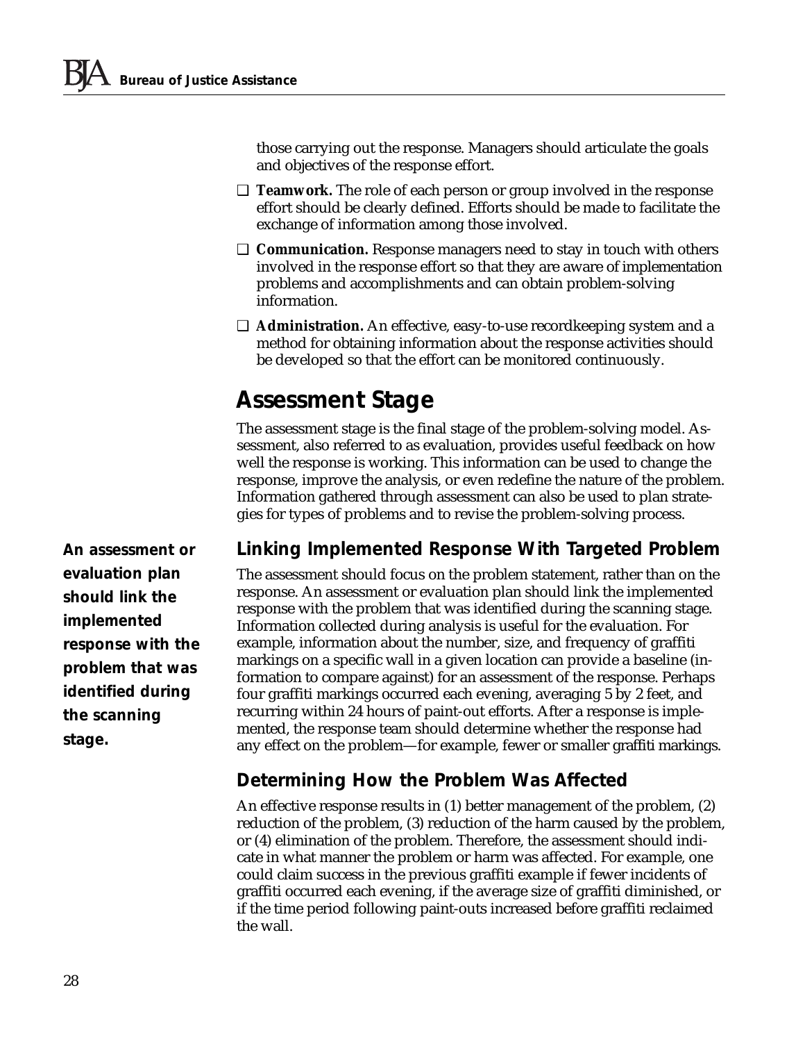those carrying out the response. Managers should articulate the goals and objectives of the response effort.

- ❑ **Teamwork.** The role of each person or group involved in the response effort should be clearly defined. Efforts should be made to facilitate the exchange of information among those involved.
- ❑ **Communication.** Response managers need to stay in touch with others involved in the response effort so that they are aware of implementation problems and accomplishments and can obtain problem-solving information.
- ❑ **Administration.** An effective, easy-to-use recordkeeping system and a method for obtaining information about the response activities should be developed so that the effort can be monitored continuously.

# Assessment Stage

The assessment stage is the final stage of the problem-solving model. Assessment, also referred to as evaluation, provides useful feedback on how well the response is working. This information can be used to change the response, improve the analysis, or even redefine the nature of the problem. Information gathered through assessment can also be used to plan strategies for types of problems and to revise the problem-solving process.

**An assessment or evaluation plan should link the implemented response with the problem that was identified during the scanning stage.**

## Linking Implemented Response With Targeted Problem

The assessment should focus on the problem statement, rather than on the response. An assessment or evaluation plan should link the implemented response with the problem that was identified during the scanning stage. Information collected during analysis is useful for the evaluation. For example, information about the number, size, and frequency of graffiti markings on a specific wall in a given location can provide a baseline (information to compare against) for an assessment of the response. Perhaps four graffiti markings occurred each evening, averaging 5 by 2 feet, and recurring within 24 hours of paint-out efforts. After a response is implemented, the response team should determine whether the response had any effect on the problem—for example, fewer or smaller graffiti markings.

## Determining How the Problem Was Affected

An effective response results in (1) better management of the problem, (2) reduction of the problem, (3) reduction of the harm caused by the problem, or (4) elimination of the problem. Therefore, the assessment should indicate in what manner the problem or harm was affected. For example, one could claim success in the previous graffiti example if fewer incidents of graffiti occurred each evening, if the average size of graffiti diminished, or if the time period following paint-outs increased before graffiti reclaimed the wall.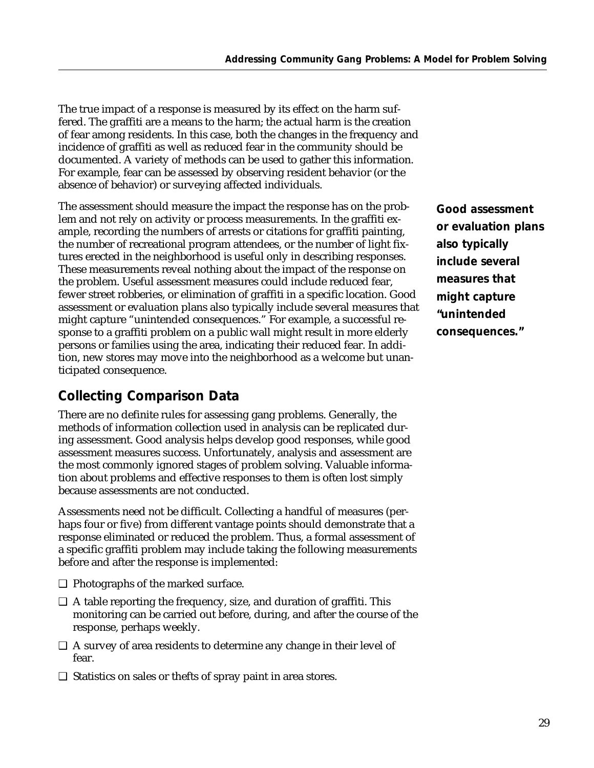The true impact of a response is measured by its effect on the harm suffered. The graffiti are a means to the harm; the actual harm is the creation of fear among residents. In this case, both the changes in the frequency and incidence of graffiti as well as reduced fear in the community should be documented. A variety of methods can be used to gather this information. For example, fear can be assessed by observing resident behavior (or the absence of behavior) or surveying affected individuals.

The assessment should measure the impact the response has on the problem and not rely on activity or process measurements. In the graffiti example, recording the numbers of arrests or citations for graffiti painting, the number of recreational program attendees, or the number of light fixtures erected in the neighborhood is useful only in describing responses. These measurements reveal nothing about the impact of the response on the problem. Useful assessment measures could include reduced fear, fewer street robberies, or elimination of graffiti in a specific location. Good assessment or evaluation plans also typically include several measures that might capture "unintended consequences." For example, a successful response to a graffiti problem on a public wall might result in more elderly persons or families using the area, indicating their reduced fear. In addition, new stores may move into the neighborhood as a welcome but unanticipated consequence.

**Good assessment or evaluation plans also typically include several measures that might capture "unintended consequences."**

## Collecting Comparison Data

There are no definite rules for assessing gang problems. Generally, the methods of information collection used in analysis can be replicated during assessment. Good analysis helps develop good responses, while good assessment measures success. Unfortunately, analysis and assessment are the most commonly ignored stages of problem solving. Valuable information about problems and effective responses to them is often lost simply because assessments are not conducted.

Assessments need not be difficult. Collecting a handful of measures (perhaps four or five) from different vantage points should demonstrate that a response eliminated or reduced the problem. Thus, a formal assessment of a specific graffiti problem may include taking the following measurements before and after the response is implemented:

- ❑ Photographs of the marked surface.
- ❑ A table reporting the frequency, size, and duration of graffiti. This monitoring can be carried out before, during, and after the course of the response, perhaps weekly.
- ❑ A survey of area residents to determine any change in their level of fear.
- ❑ Statistics on sales or thefts of spray paint in area stores.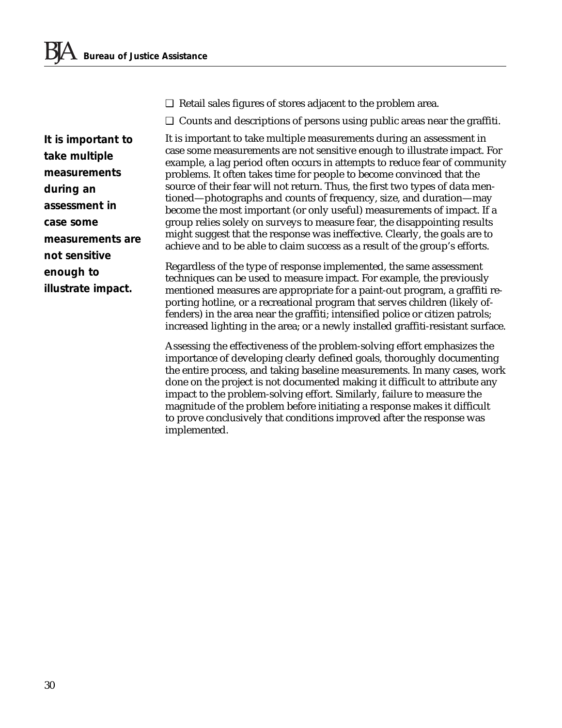- Retail sales figures of stores adjacent to the problem area.
- Counts and descriptions of persons using public areas near the graffiti.

**It is important to take multiple measurements during an assessment in case some measurements are not sensitive enough to illustrate impact.**

It is important to take multiple measurements during an assessment in case some measurements are not sensitive enough to illustrate impact. For example, a lag period often occurs in attempts to reduce fear of community problems. It often takes time for people to become convinced that the source of their fear will not return. Thus, the first two types of data mentioned—photographs and counts of frequency, size, and duration—may become the most important (or only useful) measurements of impact. If a group relies solely on surveys to measure fear, the disappointing results might suggest that the response was ineffective. Clearly, the goals are to achieve and to be able to claim success as a result of the group's efforts.

Regardless of the type of response implemented, the same assessment techniques can be used to measure impact. For example, the previously mentioned measures are appropriate for a paint-out program, a graffiti reporting hotline, or a recreational program that serves children (likely offenders) in the area near the graffiti; intensified police or citizen patrols; increased lighting in the area; or a newly installed graffiti-resistant surface.

Assessing the effectiveness of the problem-solving effort emphasizes the importance of developing clearly defined goals, thoroughly documenting the entire process, and taking baseline measurements. In many cases, work done on the project is not documented making it difficult to attribute any impact to the problem-solving effort. Similarly, failure to measure the magnitude of the problem before initiating a response makes it difficult to prove conclusively that conditions improved after the response was implemented.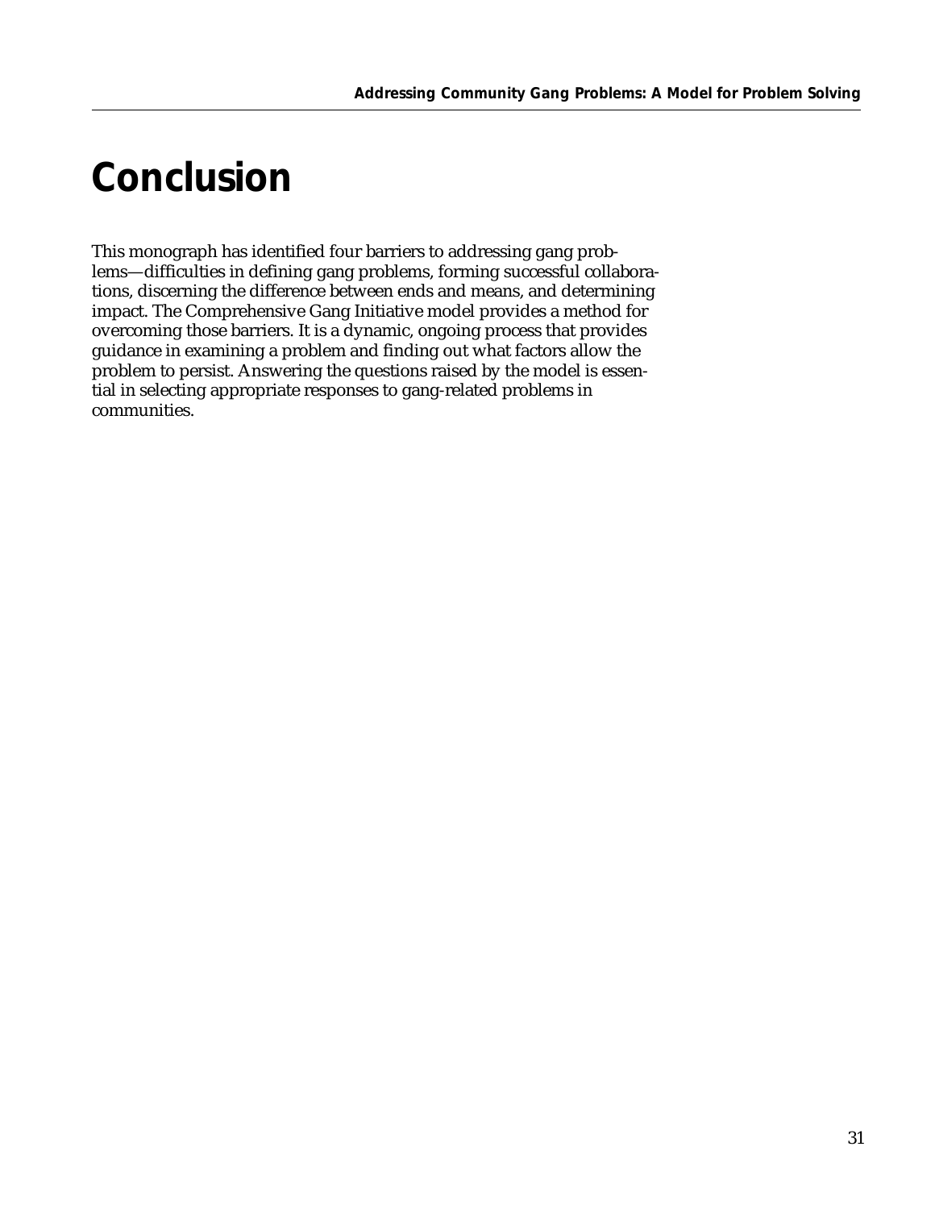# Conclusion

This monograph has identified four barriers to addressing gang problems—difficulties in defining gang problems, forming successful collaborations, discerning the difference between ends and means, and determining impact. The Comprehensive Gang Initiative model provides a method for overcoming those barriers. It is a dynamic, ongoing process that provides guidance in examining a problem and finding out what factors allow the problem to persist. Answering the questions raised by the model is essential in selecting appropriate responses to gang-related problems in communities.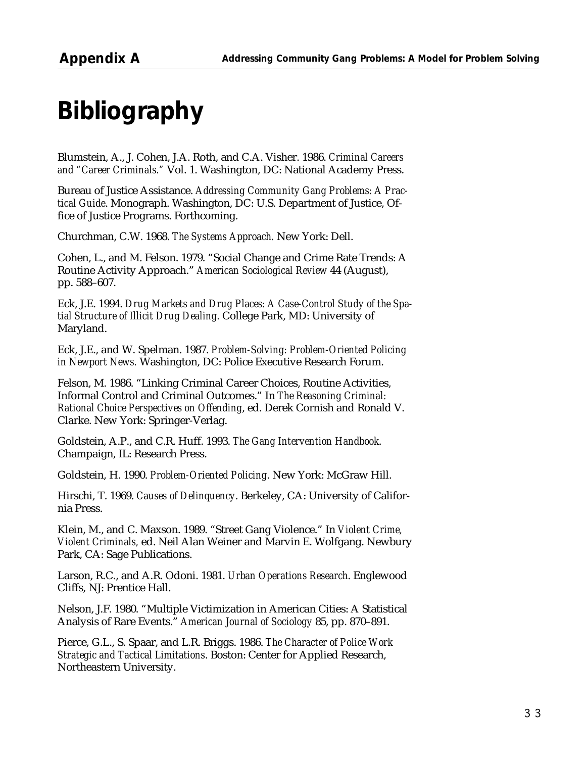# Bibliography

Blumstein, A., J. Cohen, J.A. Roth, and C.A. Visher. 1986. *Criminal Careers and "Career Criminals."* Vol. 1. Washington, DC: National Academy Press.

Bureau of Justice Assistance. *Addressing Community Gang Problems: A Practical Guide*. Monograph. Washington, DC: U.S. Department of Justice, Office of Justice Programs. Forthcoming.

Churchman, C.W. 1968. *The Systems Approach.* New York: Dell.

Cohen, L., and M. Felson. 1979. "Social Change and Crime Rate Trends: A Routine Activity Approach." *American Sociological Review* 44 (August), pp. 588–607.

Eck, J.E. 1994. *Drug Markets and Drug Places: A Case-Control Study of the Spatial Structure of Illicit Drug Dealing.* College Park, MD: University of Maryland.

Eck, J.E., and W. Spelman. 1987. *Problem-Solving: Problem-Oriented Policing in Newport News.* Washington, DC: Police Executive Research Forum.

Felson, M. 1986. "Linking Criminal Career Choices, Routine Activities, Informal Control and Criminal Outcomes." In *The Reasoning Criminal: Rational Choice Perspectives on Offending*, ed. Derek Cornish and Ronald V. Clarke. New York: Springer-Verlag.

Goldstein, A.P., and C.R. Huff. 1993. *The Gang Intervention Handbook*. Champaign, IL: Research Press.

Goldstein, H. 1990. *Problem-Oriented Policing*. New York: McGraw Hill.

Hirschi, T. 1969. *Causes of Delinquency*. Berkeley, CA: University of California Press.

Klein, M., and C. Maxson. 1989. "Street Gang Violence." In *Violent Crime, Violent Criminals,* ed. Neil Alan Weiner and Marvin E. Wolfgang. Newbury Park, CA: Sage Publications.

Larson, R.C., and A.R. Odoni. 1981. *Urban Operations Research*. Englewood Cliffs, NJ: Prentice Hall.

Nelson, J.F. 1980. "Multiple Victimization in American Cities: A Statistical Analysis of Rare Events." *American Journal of Sociology* 85, pp. 870–891.

Pierce, G.L., S. Spaar, and L.R. Briggs. 1986. *The Character of Police Work Strategic and Tactical Limitations*. Boston: Center for Applied Research, Northeastern University.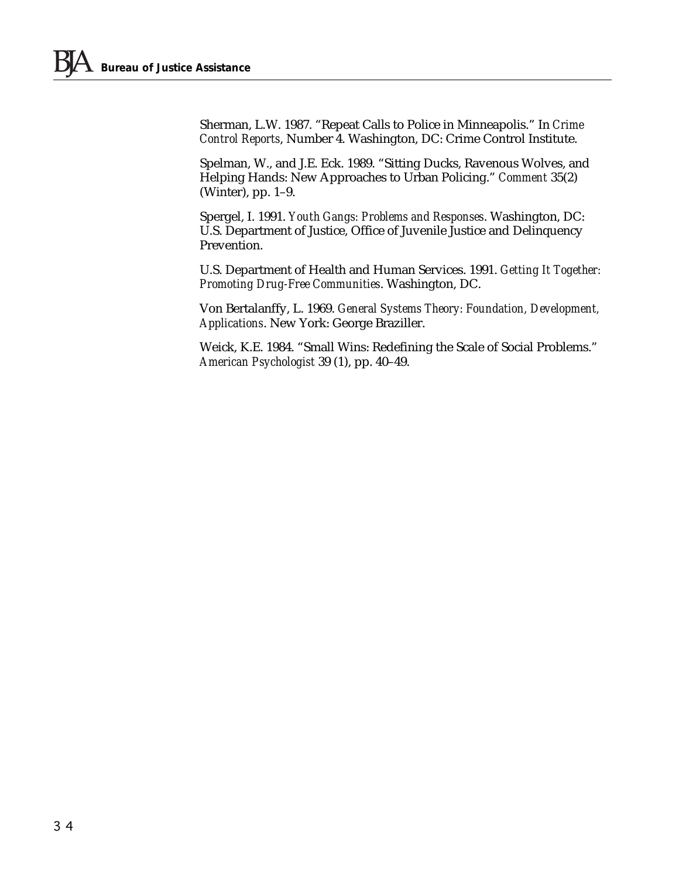Sherman, L.W. 1987. “Repeat Calls to Police in Minneapolis.” In *Crime Control Reports*, Number 4. Washington, DC: Crime Control Institute.

Spelman, W., and J.E. Eck. 1989. “Sitting Ducks, Ravenous Wolves, and Helping Hands: New Approaches to Urban Policing.” *Comment* 35(2) (Winter), pp. 1–9.

Spergel, I. 1991. *Youth Gangs: Problems and Responses*. Washington, DC: U.S. Department of Justice, Office of Juvenile Justice and Delinquency Prevention.

U.S. Department of Health and Human Services. 1991. *Getting It Together: Promoting Drug-Free Communities*. Washington, DC.

Von Bertalanffy, L. 1969. *General Systems Theory: Foundation, Development, Applications*. New York: George Braziller.

Weick, K.E. 1984. “Small Wins: Redefining the Scale of Social Problems.” *American Psychologist* 39 (1), pp. 40–49.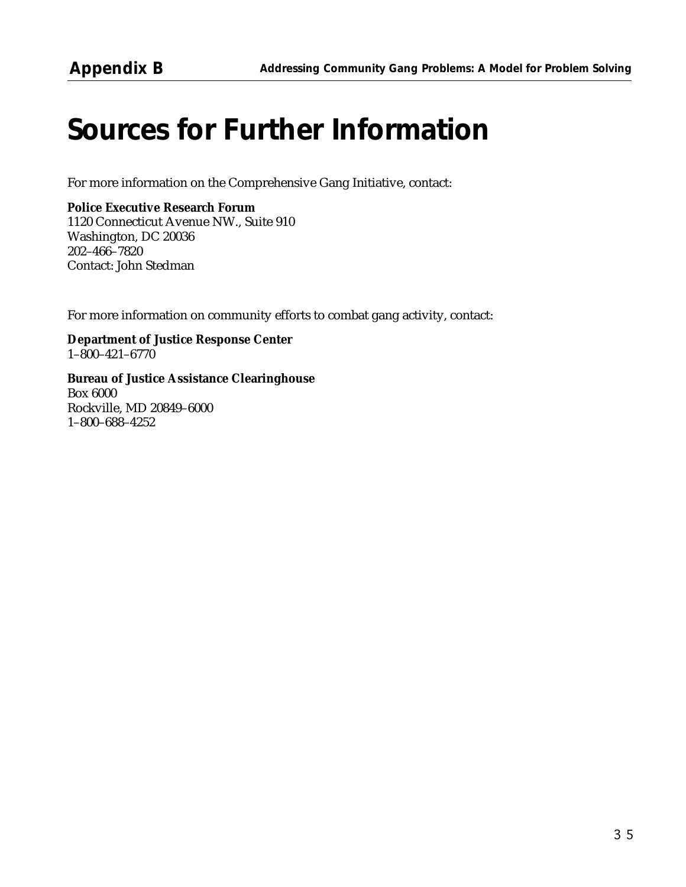# Sources for Further Information

For more information on the Comprehensive Gang Initiative, contact:

**Police Executive Research Forum**
1120 Connecticut Avenue NW., Suite 910
Washington, DC 20036
202–466–7820
Contact: John Stedman

For more information on community efforts to combat gang activity, contact:

**Department of Justice Response Center**
1–800–421–6770

**Bureau of Justice Assistance Clearinghouse**
Box 6000
Rockville, MD 20849–6000
1–800–688–4252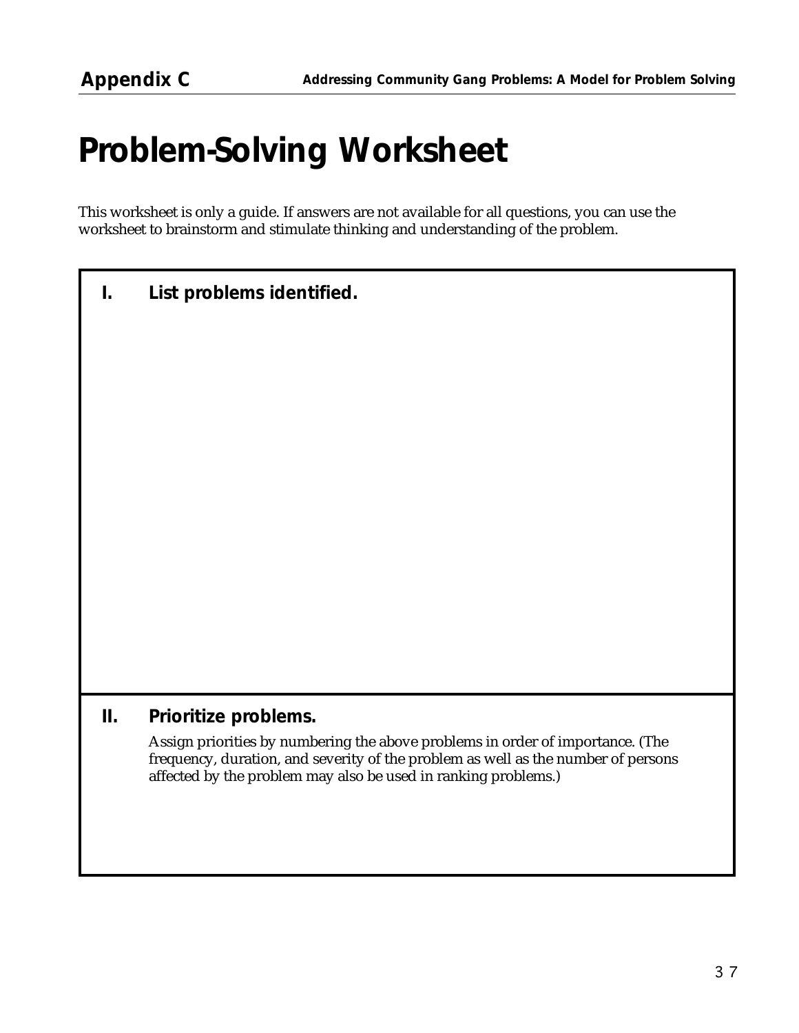# Problem-Solving Worksheet

This worksheet is only a guide. If answers are not available for all questions, you can use the worksheet to brainstorm and stimulate thinking and understanding of the problem.

## I. List problems identified.

## II. Prioritize problems.

Assign priorities by numbering the above problems in order of importance. (The frequency, duration, and severity of the problem as well as the number of persons affected by the problem may also be used in ranking problems.)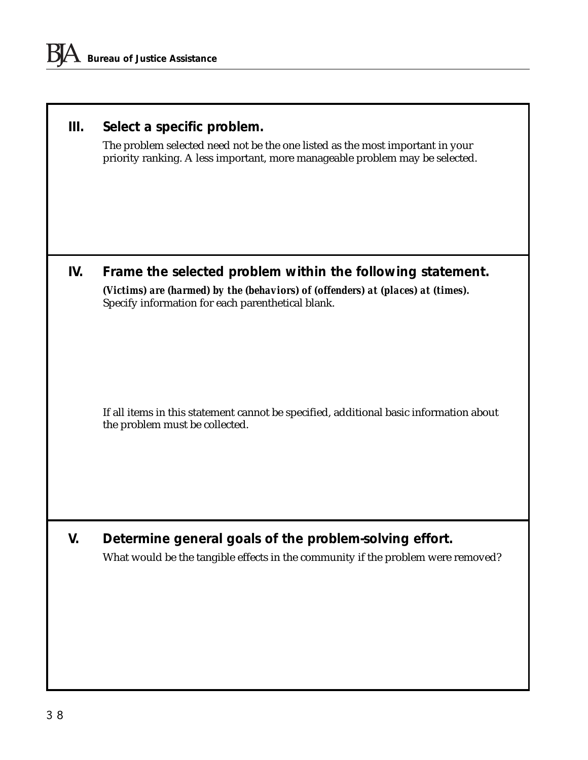## III. Select a specific problem.

The problem selected need not be the one listed as the most important in your priority ranking. A less important, more manageable problem may be selected.

## IV. Frame the selected problem within the following statement.

***(Victims) are (harmed) by the (behaviors) of (offenders) at (places) at (times).***
Specify information for each parenthetical blank.

If all items in this statement cannot be specified, additional basic information about the problem must be collected.

## V. Determine general goals of the problem-solving effort.

What would be the tangible effects in the community if the problem were removed?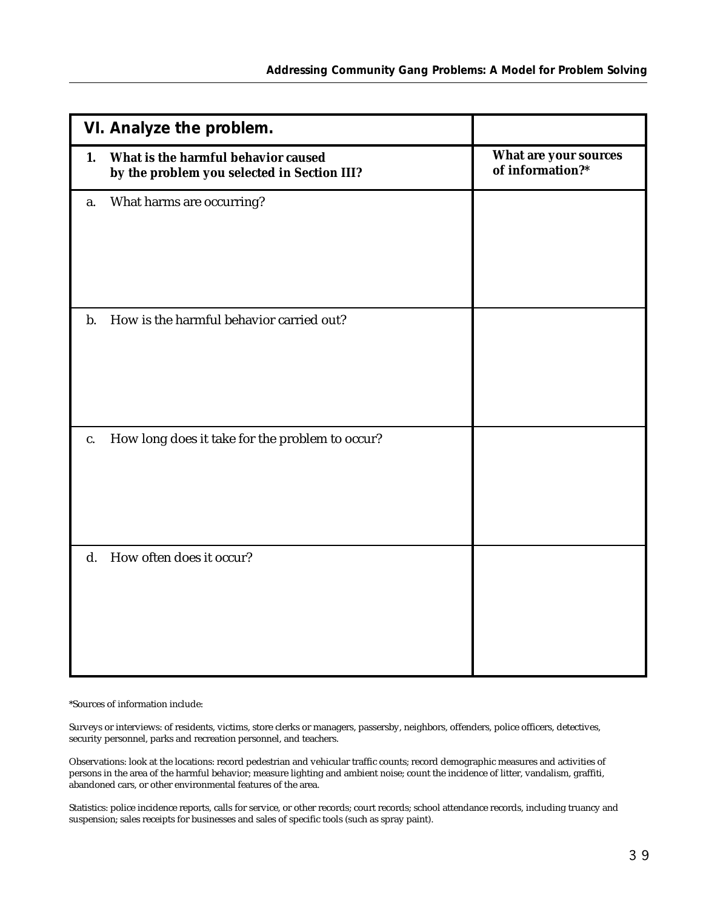| VI. Analyze the problem. | |
|---|---|
| **1. What is the harmful behavior caused by the problem you selected in Section III?** | **What are your sources of information?*** |
| a. What harms are occurring? | |
| b. How is the harmful behavior carried out? | |
| c. How long does it take for the problem to occur? | |
| d. How often does it occur? | |

*Sources of information include:

Surveys or interviews: of residents, victims, store clerks or managers, passersby, neighbors, offenders, police officers, detectives, security personnel, parks and recreation personnel, and teachers.

Observations: look at the locations: record pedestrian and vehicular traffic counts; record demographic measures and activities of persons in the area of the harmful behavior; measure lighting and ambient noise; count the incidence of litter, vandalism, graffiti, abandoned cars, or other environmental features of the area.

Statistics: police incidence reports, calls for service, or other records; court records; school attendance records, including truancy and suspension; sales receipts for businesses and sales of specific tools (such as spray paint).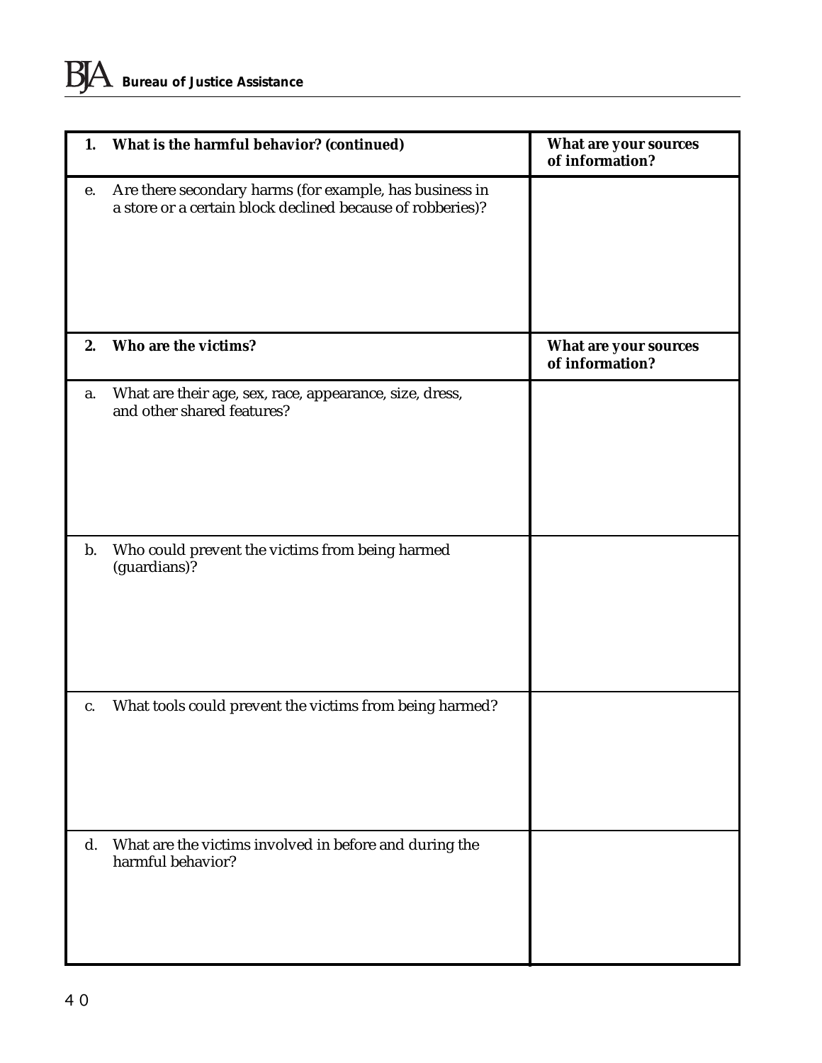| 1. **What is the harmful behavior? (continued)** | **What are your sources of information?** |
| --- | --- |
| e. Are there secondary harms (for example, has business in a store or a certain block declined because of robberies)? | |

| 2. **Who are the victims?** | **What are your sources of information?** |
| --- | --- |
| a. What are their age, sex, race, appearance, size, dress, and other shared features? | |
| b. Who could prevent the victims from being harmed (guardians)? | |
| c. What tools could prevent the victims from being harmed? | |
| d. What are the victims involved in before and during the harmful behavior? | |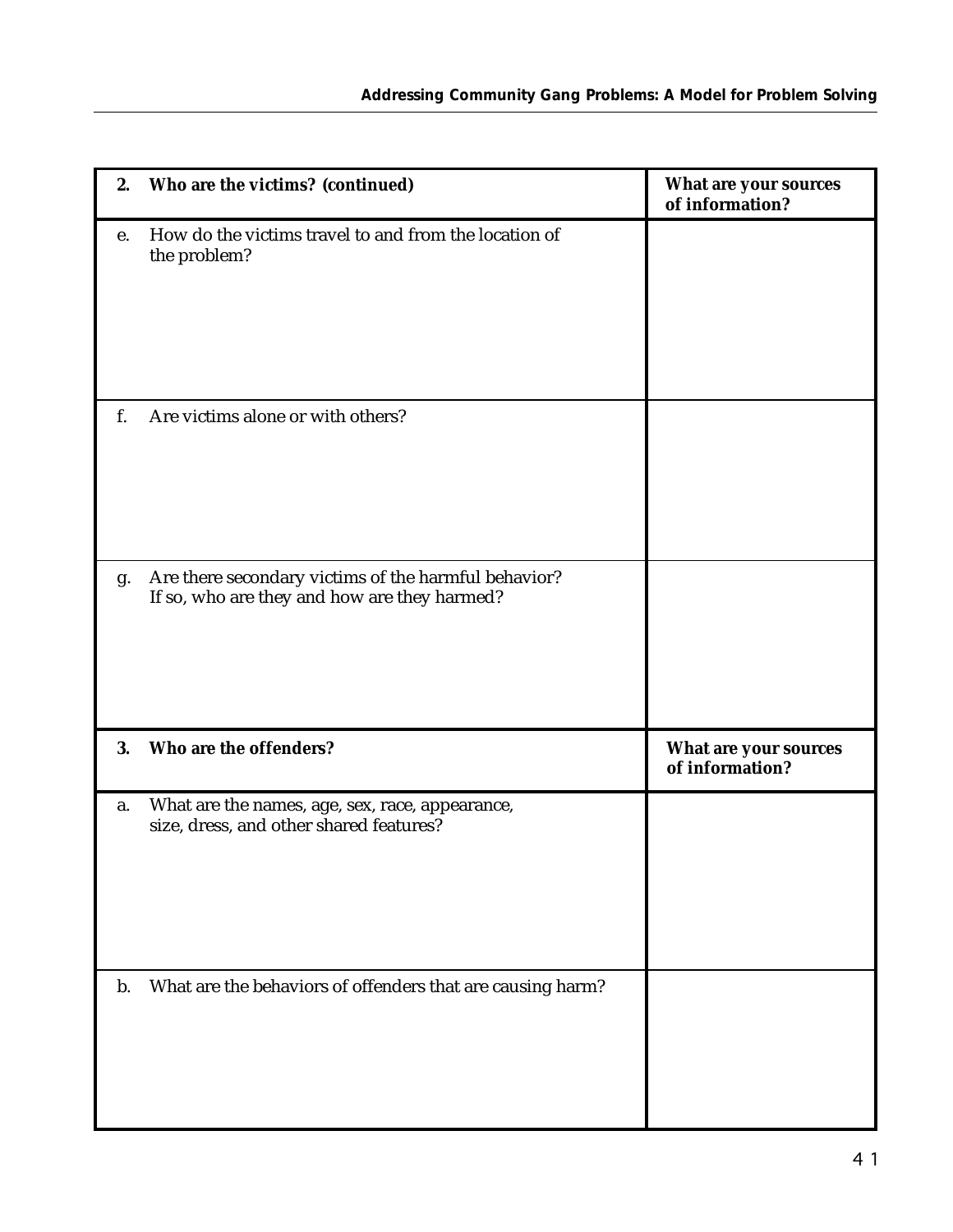| 2. Who are the victims? (continued) | What are your sources of information? |
|---|---|
| e. How do the victims travel to and from the location of the problem? | |
| f. Are victims alone or with others? | |
| g. Are there secondary victims of the harmful behavior? If so, who are they and how are they harmed? | |

| 3. Who are the offenders? | What are your sources of information? |
|---|---|
| a. What are the names, age, sex, race, appearance, size, dress, and other shared features? | |
| b. What are the behaviors of offenders that are causing harm? | |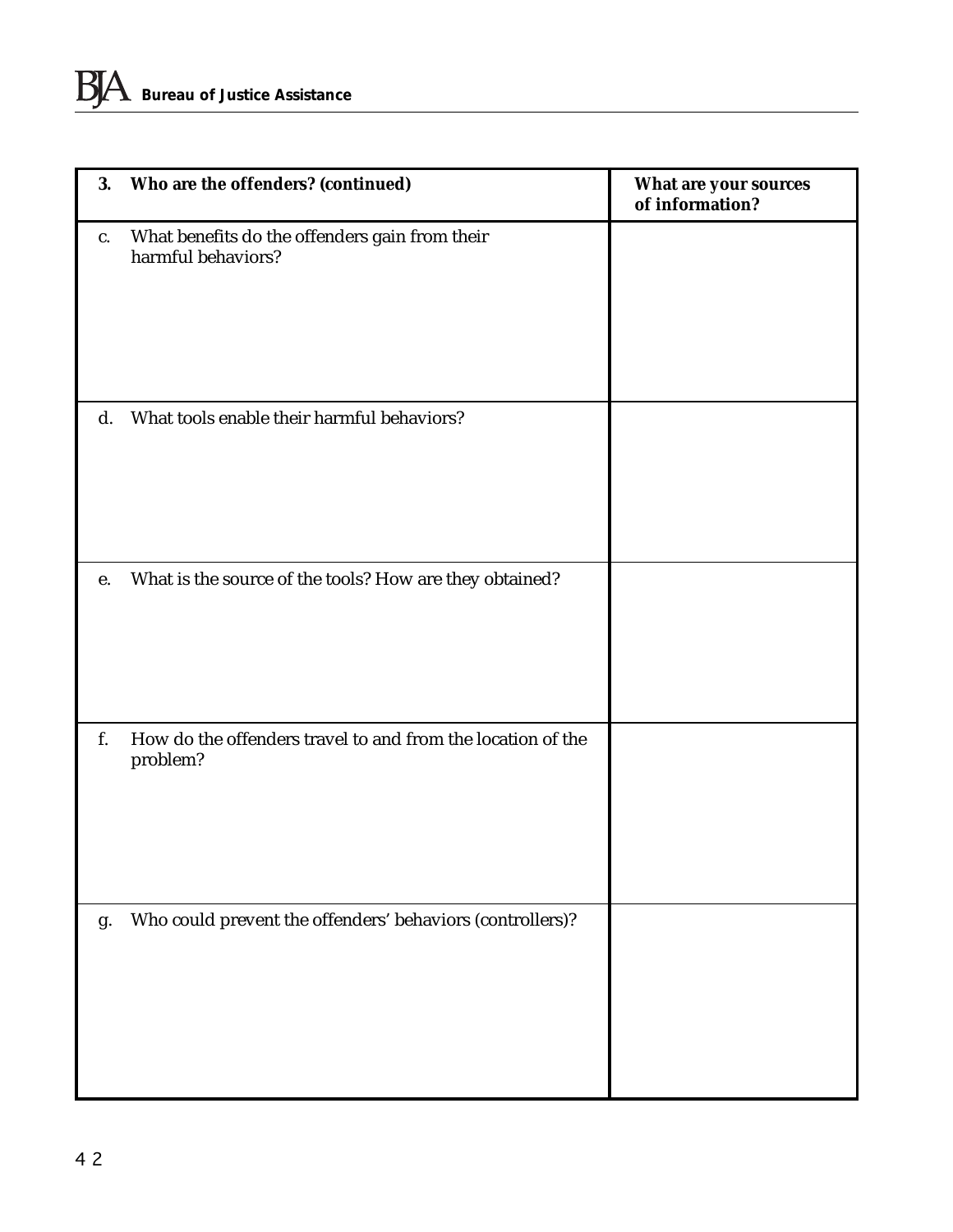| 3. Who are the offenders? (continued) | What are your sources of information? |
|---|---|
| c. What benefits do the offenders gain from their harmful behaviors? | |
| d. What tools enable their harmful behaviors? | |
| e. What is the source of the tools? How are they obtained? | |
| f. How do the offenders travel to and from the location of the problem? | |
| g. Who could prevent the offenders' behaviors (controllers)? | |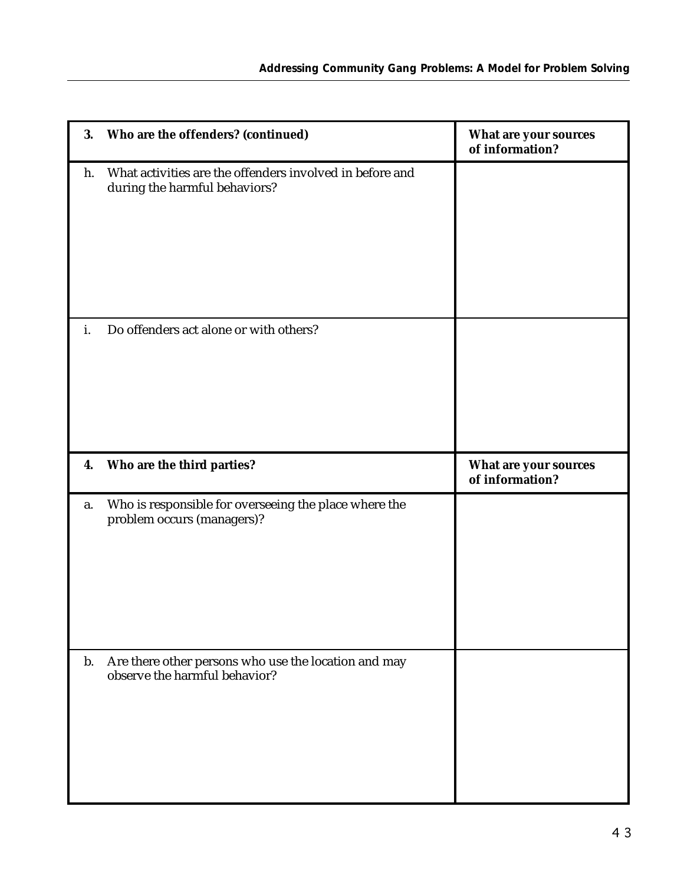| 3. Who are the offenders? (continued) | What are your sources of information? |
|---|---|
| h. What activities are the offenders involved in before and during the harmful behaviors? | |
| i. Do offenders act alone or with others? | |

| 4. Who are the third parties? | What are your sources of information? |
|---|---|
| a. Who is responsible for overseeing the place where the problem occurs (managers)? | |
| b. Are there other persons who use the location and may observe the harmful behavior? | |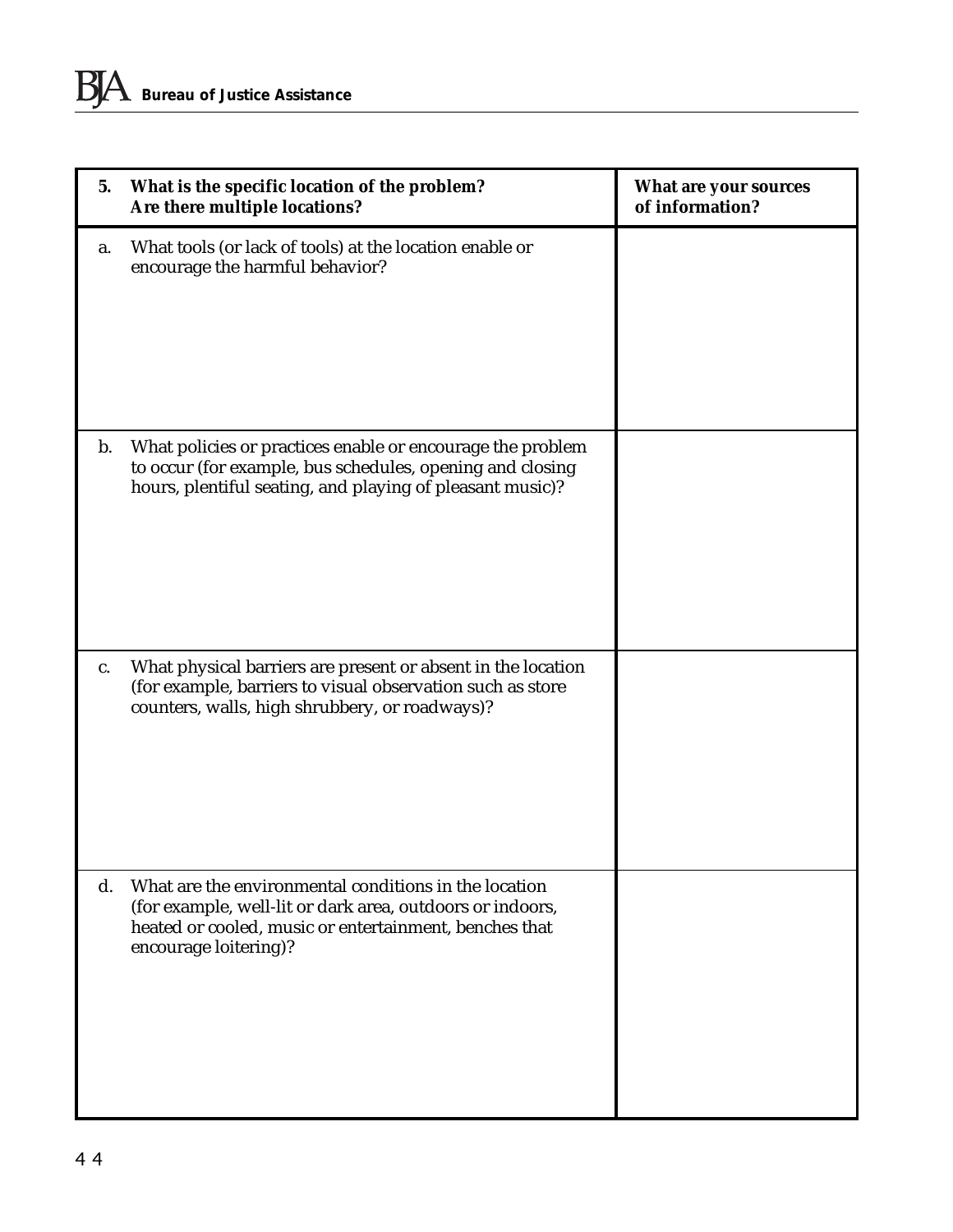| 5. **What is the specific location of the problem? Are there multiple locations?** | **What are your sources of information?** |
| --- | --- |
| a. What tools (or lack of tools) at the location enable or encourage the harmful behavior? | |
| b. What policies or practices enable or encourage the problem to occur (for example, bus schedules, opening and closing hours, plentiful seating, and playing of pleasant music)? | |
| c. What physical barriers are present or absent in the location (for example, barriers to visual observation such as store counters, walls, high shrubbery, or roadways)? | |
| d. What are the environmental conditions in the location (for example, well-lit or dark area, outdoors or indoors, heated or cooled, music or entertainment, benches that encourage loitering)? | |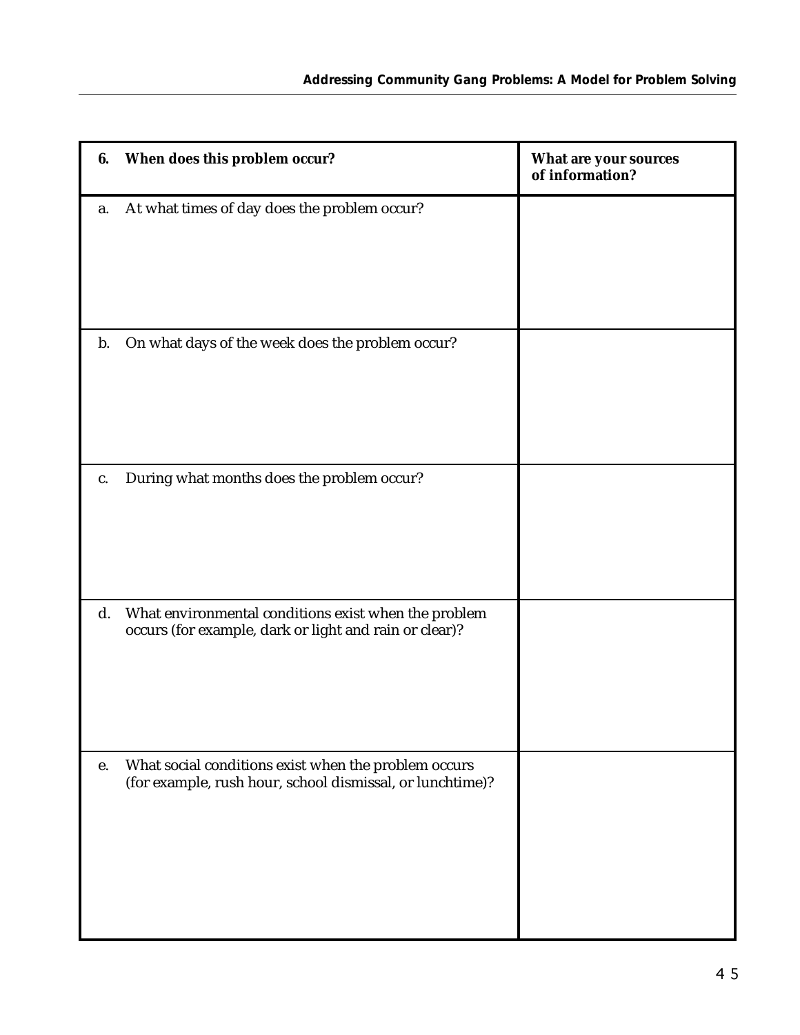| 6. **When does this problem occur?** | **What are your sources of information?** |
|---|---|
| a. At what times of day does the problem occur? | |
| b. On what days of the week does the problem occur? | |
| c. During what months does the problem occur? | |
| d. What environmental conditions exist when the problem occurs (for example, dark or light and rain or clear)? | |
| e. What social conditions exist when the problem occurs (for example, rush hour, school dismissal, or lunchtime)? | |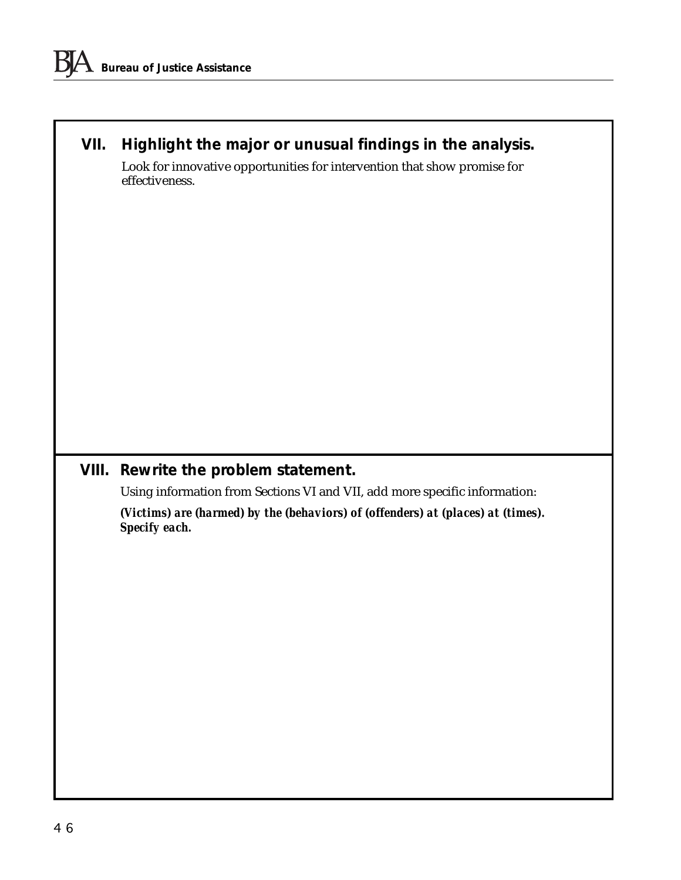## VII. Highlight the major or unusual findings in the analysis.

Look for innovative opportunities for intervention that show promise for effectiveness.

## VIII. Rewrite the problem statement.

Using information from Sections VI and VII, add more specific information:

***(Victims) are (harmed) by the (behaviors) of (offenders) at (places) at (times). Specify each.***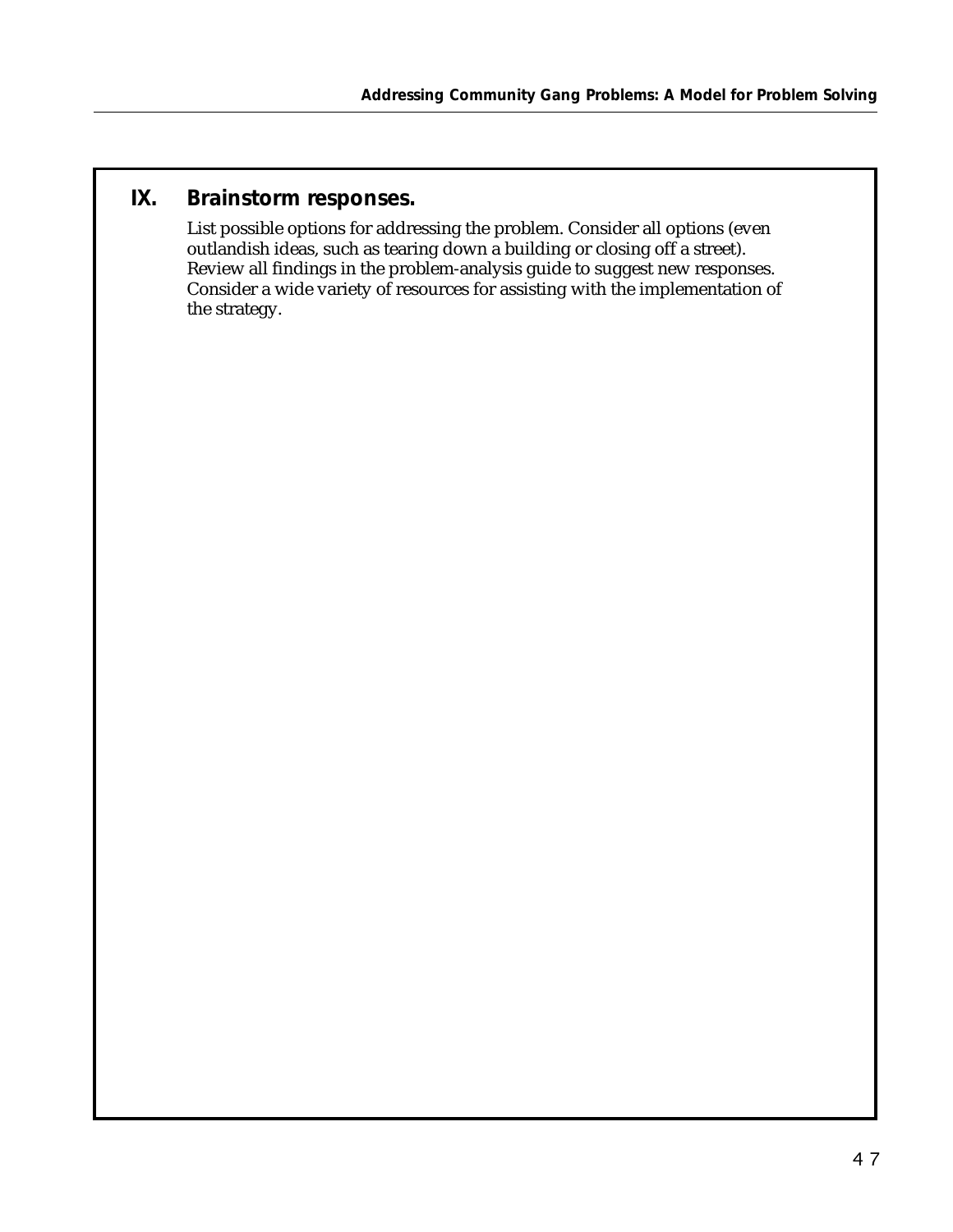## IX. Brainstorm responses.

List possible options for addressing the problem. Consider all options (even outlandish ideas, such as tearing down a building or closing off a street). Review all findings in the problem-analysis guide to suggest new responses. Consider a wide variety of resources for assisting with the implementation of the strategy.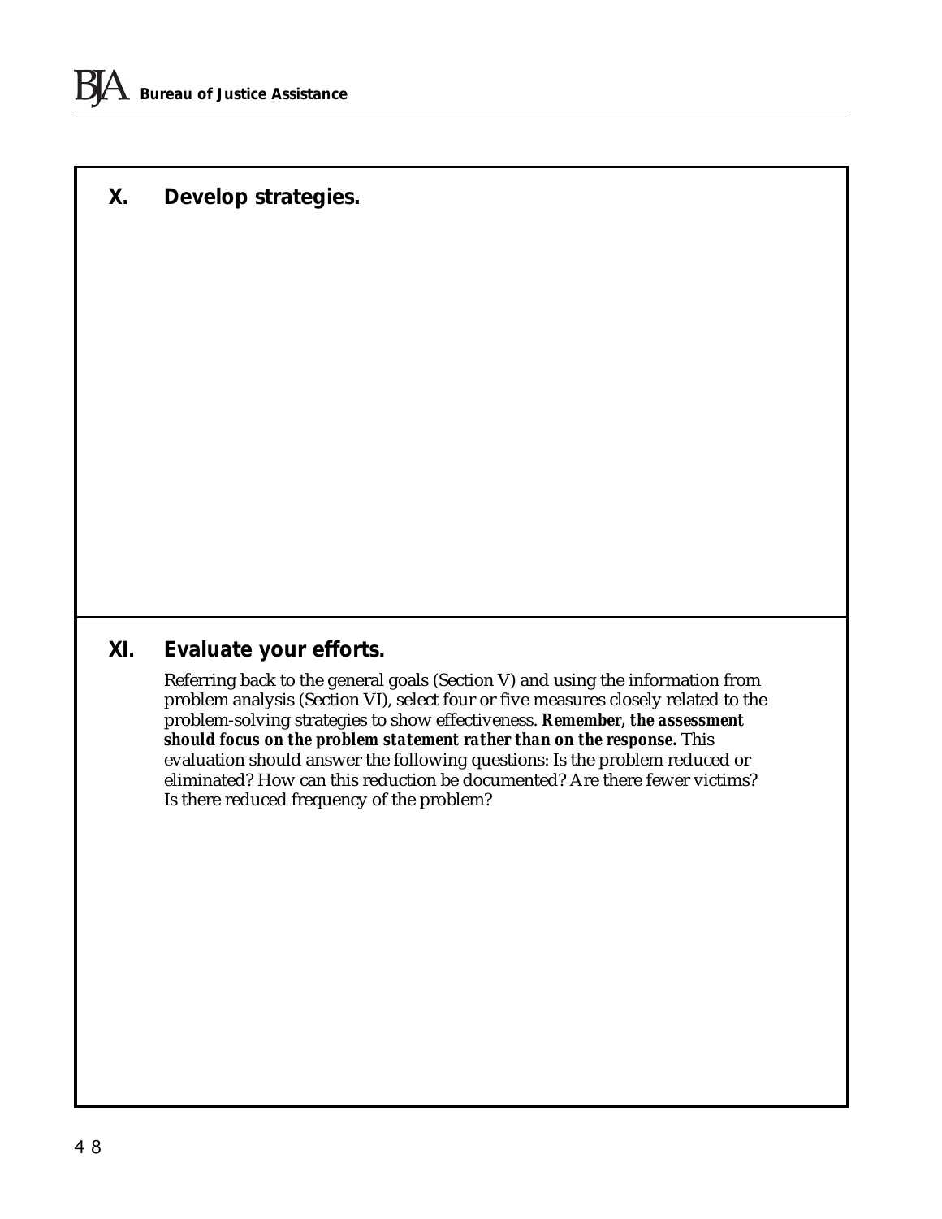## X. Develop strategies.

## XI. Evaluate your efforts.

Referring back to the general goals (Section V) and using the information from problem analysis (Section VI), select four or five measures closely related to the problem-solving strategies to show effectiveness. ***Remember, the assessment should focus on the problem statement rather than on the response.*** This evaluation should answer the following questions: Is the problem reduced or eliminated? How can this reduction be documented? Are there fewer victims? Is there reduced frequency of the problem?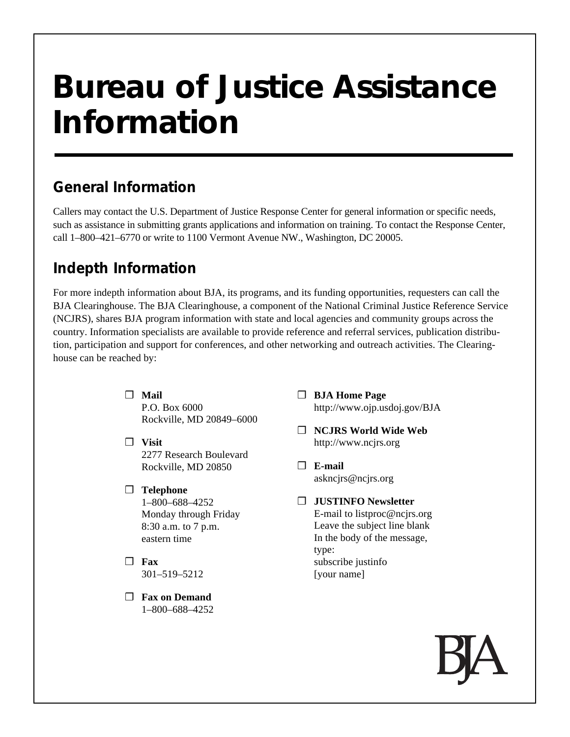# Bureau of Justice Assistance Information

## General Information

Callers may contact the U.S. Department of Justice Response Center for general information or specific needs, such as assistance in submitting grants applications and information on training. To contact the Response Center, call 1–800–421–6770 or write to 1100 Vermont Avenue NW., Washington, DC 20005.

## Indepth Information

For more indepth information about BJA, its programs, and its funding opportunities, requesters can call the BJA Clearinghouse. The BJA Clearinghouse, a component of the National Criminal Justice Reference Service (NCJRS), shares BJA program information with state and local agencies and community groups across the country. Information specialists are available to provide reference and referral services, publication distribution, participation and support for conferences, and other networking and outreach activities. The Clearinghouse can be reached by:

- **Mail**
  P.O. Box 6000
  Rockville, MD 20849–6000
- **Visit**
  2277 Research Boulevard
  Rockville, MD 20850
- **Telephone**
  1–800–688–4252
  Monday through Friday
  8:30 a.m. to 7 p.m.
  eastern time
- **Fax**
  301–519–5212
- **Fax on Demand**
  1–800–688–4252
- **BJA Home Page**
  http://www.ojp.usdoj.gov/BJA
- **NCJRS World Wide Web**
  http://www.ncjrs.org
- **E-mail**
  askncjrs@ncjrs.org
- **JUSTINFO Newsletter**
  E-mail to listproc@ncjrs.org
  Leave the subject line blank
  In the body of the message, type:
  subscribe justinfo [your name]

BJA